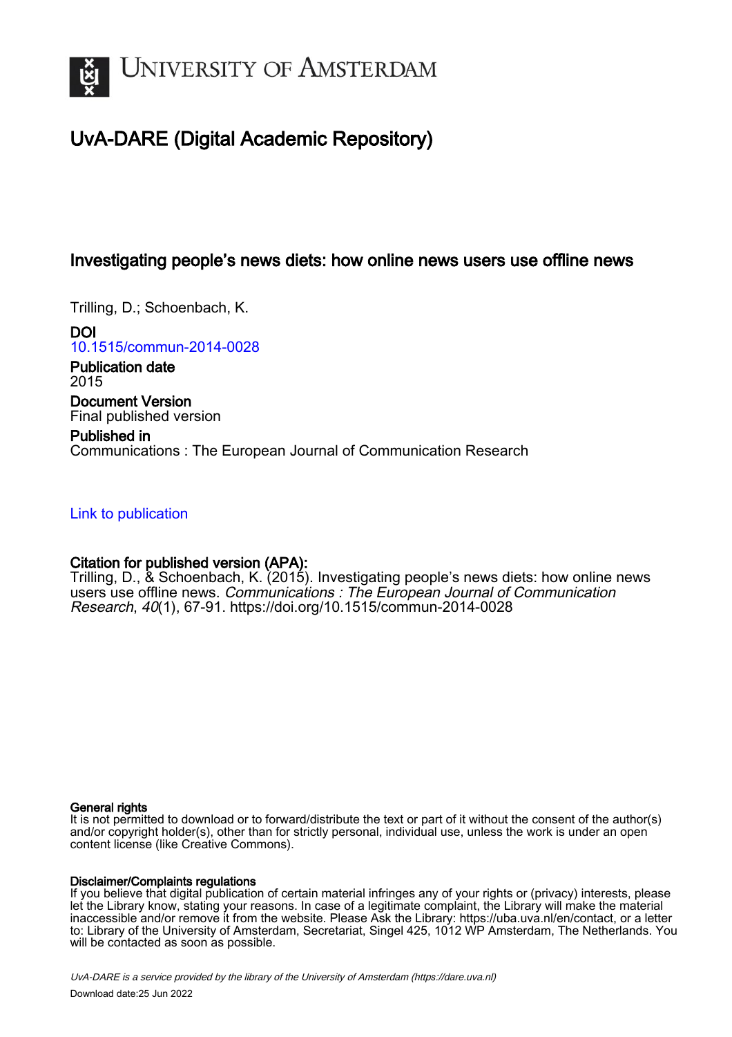# University of Amsterdam

## UvA-DARE (Digital Academic Repository)

### Investigating people's news diets: how online news users use offline news

Trilling, D.; Schoenbach, K.

**DOI**
10.1515/commun-2014-0028

**Publication date**
2015

**Document Version**
Final published version

**Published in**
Communications : The European Journal of Communication Research

Link to publication

**Citation for published version (APA):**
Trilling, D., & Schoenbach, K. (2015). Investigating people's news diets: how online news users use offline news. *Communications : The European Journal of Communication Research*, *40*(1), 67-91. https://doi.org/10.1515/commun-2014-0028

**General rights**
It is not permitted to download or to forward/distribute the text or part of it without the consent of the author(s) and/or copyright holder(s), other than for strictly personal, individual use, unless the work is under an open content license (like Creative Commons).

**Disclaimer/Complaints regulations**
If you believe that digital publication of certain material infringes any of your rights or (privacy) interests, please let the Library know, stating your reasons. In case of a legitimate complaint, the Library will make the material inaccessible and/or remove it from the website. Please Ask the Library: https://uba.uva.nl/en/contact, or a letter to: Library of the University of Amsterdam, Secretariat, Singel 425, 1012 WP Amsterdam, The Netherlands. You will be contacted as soon as possible.

*UvA-DARE is a service provided by the library of the University of Amsterdam (https://dare.uva.nl)*

Download date:25 Jun 2022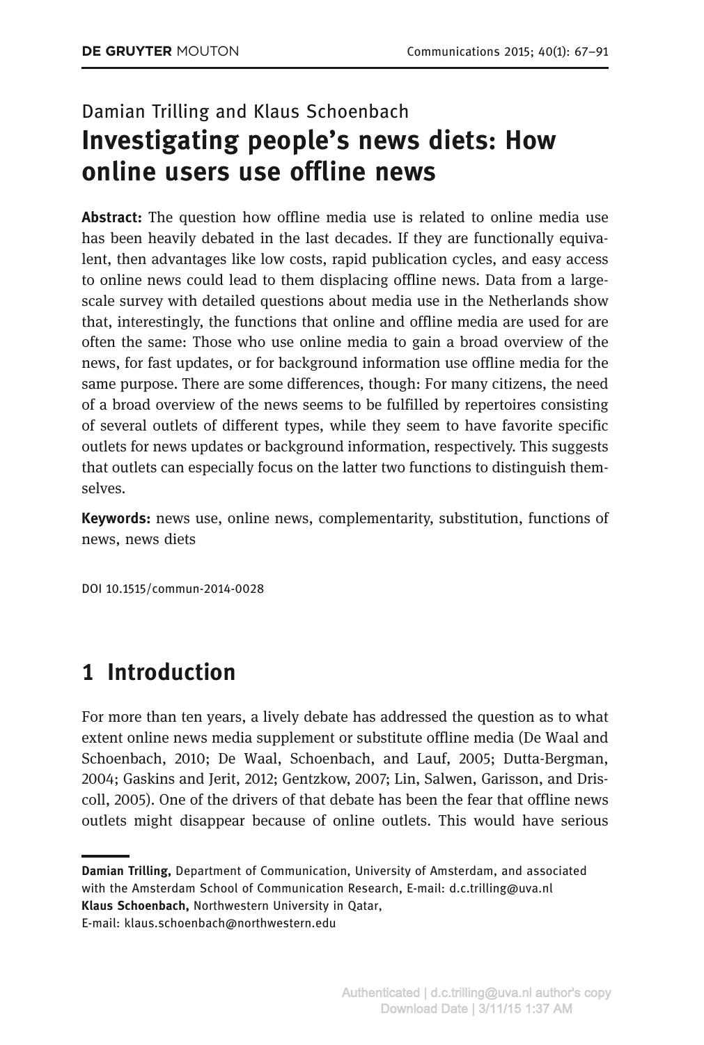Damian Trilling and Klaus Schoenbach

# Investigating people's news diets: How online users use offline news

**Abstract:** The question how offline media use is related to online media use has been heavily debated in the last decades. If they are functionally equivalent, then advantages like low costs, rapid publication cycles, and easy access to online news could lead to them displacing offline news. Data from a large-scale survey with detailed questions about media use in the Netherlands show that, interestingly, the functions that online and offline media are used for are often the same: Those who use online media to gain a broad overview of the news, for fast updates, or for background information use offline media for the same purpose. There are some differences, though: For many citizens, the need of a broad overview of the news seems to be fulfilled by repertoires consisting of several outlets of different types, while they seem to have favorite specific outlets for news updates or background information, respectively. This suggests that outlets can especially focus on the latter two functions to distinguish themselves.

**Keywords:** news use, online news, complementarity, substitution, functions of news, news diets

DOI 10.1515/commun-2014-0028

## 1 Introduction

For more than ten years, a lively debate has addressed the question as to what extent online news media supplement or substitute offline media (De Waal and Schoenbach, 2010; De Waal, Schoenbach, and Lauf, 2005; Dutta-Bergman, 2004; Gaskins and Jerit, 2012; Gentzkow, 2007; Lin, Salwen, Garisson, and Driscoll, 2005). One of the drivers of that debate has been the fear that offline news outlets might disappear because of online outlets. This would have serious

---

**Damian Trilling,** Department of Communication, University of Amsterdam, and associated with the Amsterdam School of Communication Research, E-mail: d.c.trilling@uva.nl
**Klaus Schoenbach,** Northwestern University in Qatar,
E-mail: klaus.schoenbach@northwestern.edu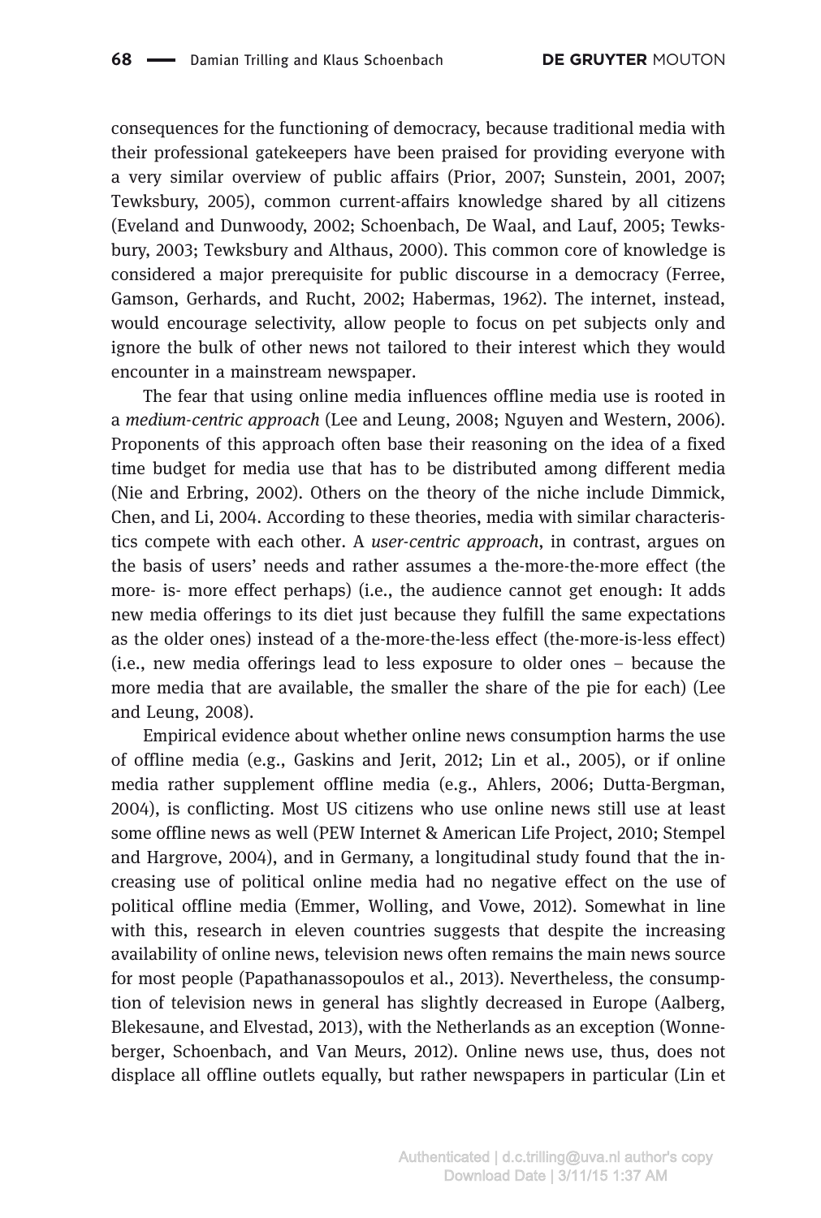consequences for the functioning of democracy, because traditional media with their professional gatekeepers have been praised for providing everyone with a very similar overview of public affairs (Prior, 2007; Sunstein, 2001, 2007; Tewksbury, 2005), common current-affairs knowledge shared by all citizens (Eveland and Dunwoody, 2002; Schoenbach, De Waal, and Lauf, 2005; Tewksbury, 2003; Tewksbury and Althaus, 2000). This common core of knowledge is considered a major prerequisite for public discourse in a democracy (Ferree, Gamson, Gerhards, and Rucht, 2002; Habermas, 1962). The internet, instead, would encourage selectivity, allow people to focus on pet subjects only and ignore the bulk of other news not tailored to their interest which they would encounter in a mainstream newspaper.

The fear that using online media influences offline media use is rooted in a *medium-centric approach* (Lee and Leung, 2008; Nguyen and Western, 2006). Proponents of this approach often base their reasoning on the idea of a fixed time budget for media use that has to be distributed among different media (Nie and Erbring, 2002). Others on the theory of the niche include Dimmick, Chen, and Li, 2004. According to these theories, media with similar characteristics compete with each other. A *user-centric approach*, in contrast, argues on the basis of users' needs and rather assumes a the-more-the-more effect (the more- is- more effect perhaps) (i.e., the audience cannot get enough: It adds new media offerings to its diet just because they fulfill the same expectations as the older ones) instead of a the-more-the-less effect (the-more-is-less effect) (i.e., new media offerings lead to less exposure to older ones – because the more media that are available, the smaller the share of the pie for each) (Lee and Leung, 2008).

Empirical evidence about whether online news consumption harms the use of offline media (e.g., Gaskins and Jerit, 2012; Lin et al., 2005), or if online media rather supplement offline media (e.g., Ahlers, 2006; Dutta-Bergman, 2004), is conflicting. Most US citizens who use online news still use at least some offline news as well (PEW Internet & American Life Project, 2010; Stempel and Hargrove, 2004), and in Germany, a longitudinal study found that the increasing use of political online media had no negative effect on the use of political offline media (Emmer, Wolling, and Vowe, 2012). Somewhat in line with this, research in eleven countries suggests that despite the increasing availability of online news, television news often remains the main news source for most people (Papathanassopoulos et al., 2013). Nevertheless, the consumption of television news in general has slightly decreased in Europe (Aalberg, Blekesaune, and Elvestad, 2013), with the Netherlands as an exception (Wonneberger, Schoenbach, and Van Meurs, 2012). Online news use, thus, does not displace all offline outlets equally, but rather newspapers in particular (Lin et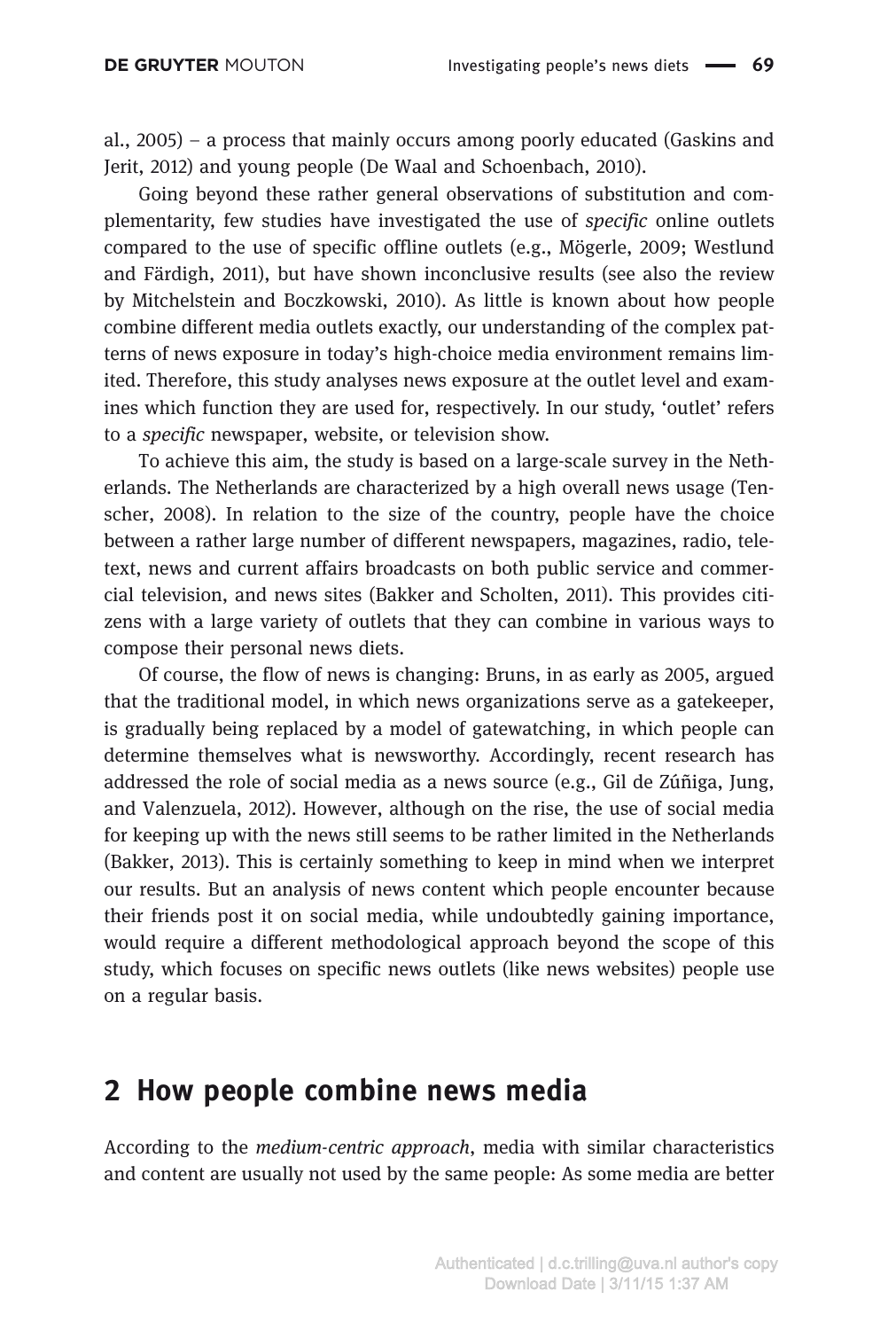al., 2005) – a process that mainly occurs among poorly educated (Gaskins and Jerit, 2012) and young people (De Waal and Schoenbach, 2010).

Going beyond these rather general observations of substitution and complementarity, few studies have investigated the use of *specific* online outlets compared to the use of specific offline outlets (e.g., Mögerle, 2009; Westlund and Färdigh, 2011), but have shown inconclusive results (see also the review by Mitchelstein and Boczkowski, 2010). As little is known about how people combine different media outlets exactly, our understanding of the complex patterns of news exposure in today's high-choice media environment remains limited. Therefore, this study analyses news exposure at the outlet level and examines which function they are used for, respectively. In our study, 'outlet' refers to a *specific* newspaper, website, or television show.

To achieve this aim, the study is based on a large-scale survey in the Netherlands. The Netherlands are characterized by a high overall news usage (Tenscher, 2008). In relation to the size of the country, people have the choice between a rather large number of different newspapers, magazines, radio, teletext, news and current affairs broadcasts on both public service and commercial television, and news sites (Bakker and Scholten, 2011). This provides citizens with a large variety of outlets that they can combine in various ways to compose their personal news diets.

Of course, the flow of news is changing: Bruns, in as early as 2005, argued that the traditional model, in which news organizations serve as a gatekeeper, is gradually being replaced by a model of gatewatching, in which people can determine themselves what is newsworthy. Accordingly, recent research has addressed the role of social media as a news source (e.g., Gil de Zúñiga, Jung, and Valenzuela, 2012). However, although on the rise, the use of social media for keeping up with the news still seems to be rather limited in the Netherlands (Bakker, 2013). This is certainly something to keep in mind when we interpret our results. But an analysis of news content which people encounter because their friends post it on social media, while undoubtedly gaining importance, would require a different methodological approach beyond the scope of this study, which focuses on specific news outlets (like news websites) people use on a regular basis.

## 2 How people combine news media

According to the *medium-centric approach*, media with similar characteristics and content are usually not used by the same people: As some media are better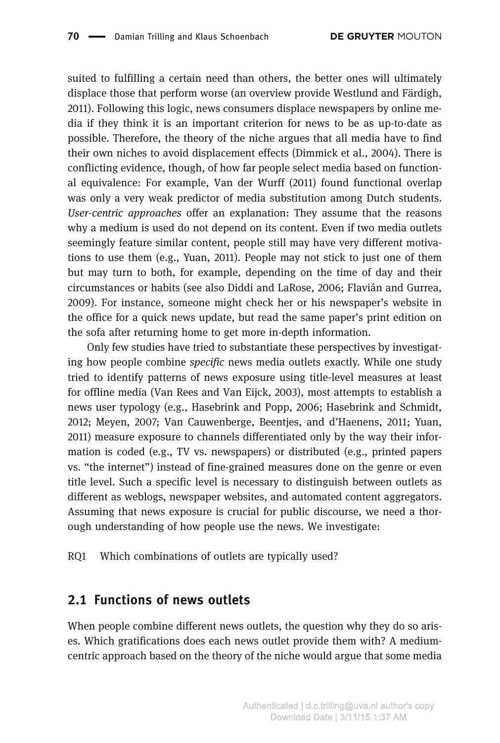suited to fulfilling a certain need than others, the better ones will ultimately displace those that perform worse (an overview provide Westlund and Färdigh, 2011). Following this logic, news consumers displace newspapers by online media if they think it is an important criterion for news to be as up-to-date as possible. Therefore, the theory of the niche argues that all media have to find their own niches to avoid displacement effects (Dimmick et al., 2004). There is conflicting evidence, though, of how far people select media based on functional equivalence: For example, Van der Wurff (2011) found functional overlap was only a very weak predictor of media substitution among Dutch students. *User-centric approaches* offer an explanation: They assume that the reasons why a medium is used do not depend on its content. Even if two media outlets seemingly feature similar content, people still may have very different motivations to use them (e.g., Yuan, 2011). People may not stick to just one of them but may turn to both, for example, depending on the time of day and their circumstances or habits (see also Diddi and LaRose, 2006; Flavián and Gurrea, 2009). For instance, someone might check her or his newspaper's website in the office for a quick news update, but read the same paper's print edition on the sofa after returning home to get more in-depth information.

Only few studies have tried to substantiate these perspectives by investigating how people combine *specific* news media outlets exactly. While one study tried to identify patterns of news exposure using title-level measures at least for offline media (Van Rees and Van Eijck, 2003), most attempts to establish a news user typology (e.g., Hasebrink and Popp, 2006; Hasebrink and Schmidt, 2012; Meyen, 2007; Van Cauwenberge, Beentjes, and d'Haenens, 2011; Yuan, 2011) measure exposure to channels differentiated only by the way their information is coded (e.g., TV vs. newspapers) or distributed (e.g., printed papers vs. "the internet") instead of fine-grained measures done on the genre or even title level. Such a specific level is necessary to distinguish between outlets as different as weblogs, newspaper websites, and automated content aggregators. Assuming that news exposure is crucial for public discourse, we need a thorough understanding of how people use the news. We investigate:

RQ1 Which combinations of outlets are typically used?

## 2.1 Functions of news outlets

When people combine different news outlets, the question why they do so arises. Which gratifications does each news outlet provide them with? A medium-centric approach based on the theory of the niche would argue that some media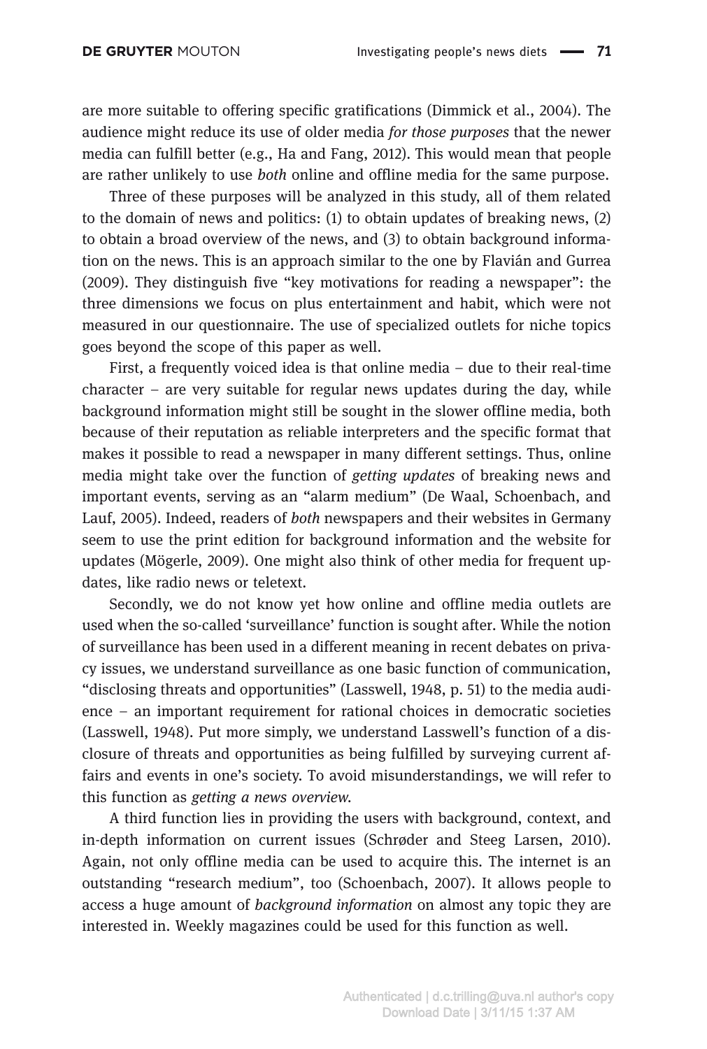are more suitable to offering specific gratifications (Dimmick et al., 2004). The audience might reduce its use of older media *for those purposes* that the newer media can fulfill better (e.g., Ha and Fang, 2012). This would mean that people are rather unlikely to use *both* online and offline media for the same purpose.

Three of these purposes will be analyzed in this study, all of them related to the domain of news and politics: (1) to obtain updates of breaking news, (2) to obtain a broad overview of the news, and (3) to obtain background information on the news. This is an approach similar to the one by Flavián and Gurrea (2009). They distinguish five "key motivations for reading a newspaper": the three dimensions we focus on plus entertainment and habit, which were not measured in our questionnaire. The use of specialized outlets for niche topics goes beyond the scope of this paper as well.

First, a frequently voiced idea is that online media – due to their real-time character – are very suitable for regular news updates during the day, while background information might still be sought in the slower offline media, both because of their reputation as reliable interpreters and the specific format that makes it possible to read a newspaper in many different settings. Thus, online media might take over the function of *getting updates* of breaking news and important events, serving as an "alarm medium" (De Waal, Schoenbach, and Lauf, 2005). Indeed, readers of *both* newspapers and their websites in Germany seem to use the print edition for background information and the website for updates (Mögerle, 2009). One might also think of other media for frequent updates, like radio news or teletext.

Secondly, we do not know yet how online and offline media outlets are used when the so-called 'surveillance' function is sought after. While the notion of surveillance has been used in a different meaning in recent debates on privacy issues, we understand surveillance as one basic function of communication, "disclosing threats and opportunities" (Lasswell, 1948, p. 51) to the media audience – an important requirement for rational choices in democratic societies (Lasswell, 1948). Put more simply, we understand Lasswell's function of a disclosure of threats and opportunities as being fulfilled by surveying current affairs and events in one's society. To avoid misunderstandings, we will refer to this function as *getting a news overview*.

A third function lies in providing the users with background, context, and in-depth information on current issues (Schrøder and Steeg Larsen, 2010). Again, not only offline media can be used to acquire this. The internet is an outstanding "research medium", too (Schoenbach, 2007). It allows people to access a huge amount of *background information* on almost any topic they are interested in. Weekly magazines could be used for this function as well.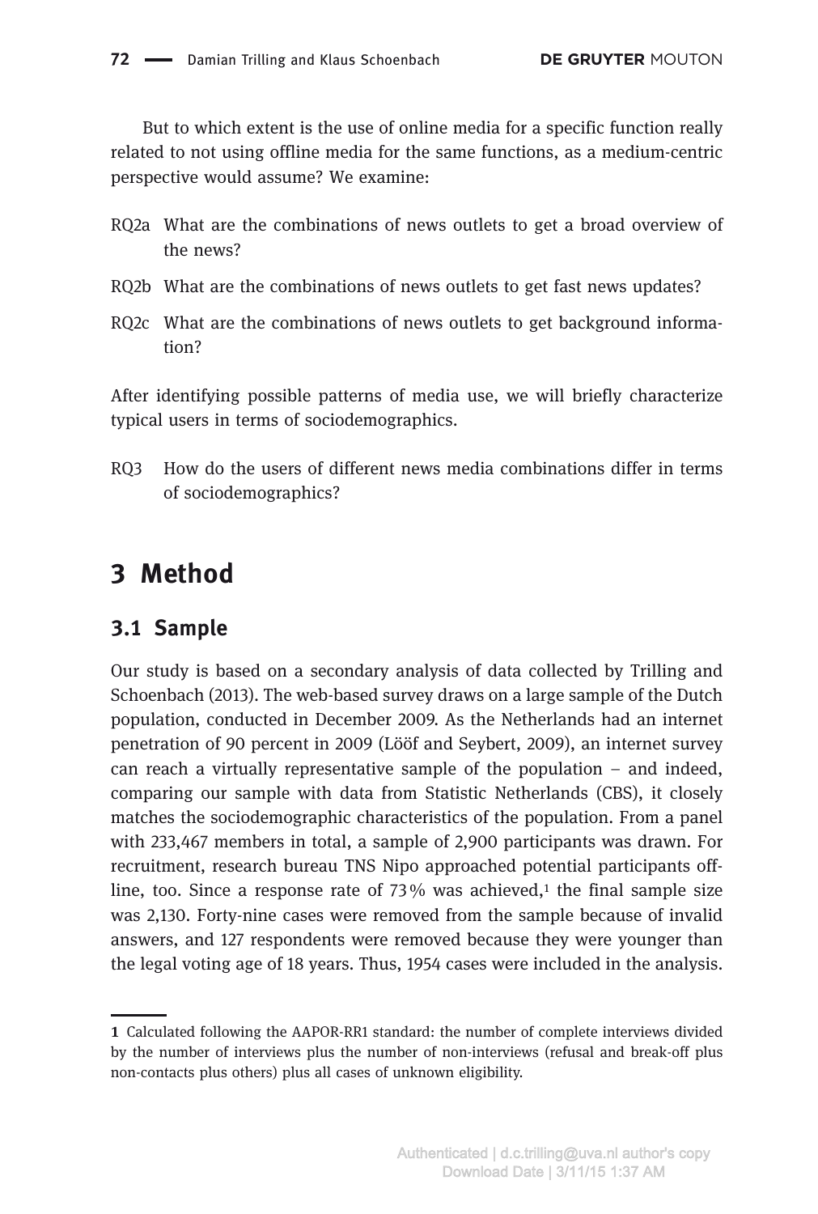But to which extent is the use of online media for a specific function really related to not using offline media for the same functions, as a medium-centric perspective would assume? We examine:

RQ2a What are the combinations of news outlets to get a broad overview of the news?

RQ2b What are the combinations of news outlets to get fast news updates?

RQ2c What are the combinations of news outlets to get background information?

After identifying possible patterns of media use, we will briefly characterize typical users in terms of sociodemographics.

RQ3 How do the users of different news media combinations differ in terms of sociodemographics?

# 3 Method

## 3.1 Sample

Our study is based on a secondary analysis of data collected by Trilling and Schoenbach (2013). The web-based survey draws on a large sample of the Dutch population, conducted in December 2009. As the Netherlands had an internet penetration of 90 percent in 2009 (Lööf and Seybert, 2009), an internet survey can reach a virtually representative sample of the population – and indeed, comparing our sample with data from Statistic Netherlands (CBS), it closely matches the sociodemographic characteristics of the population. From a panel with 233,467 members in total, a sample of 2,900 participants was drawn. For recruitment, research bureau TNS Nipo approached potential participants offline, too. Since a response rate of 73% was achieved,[1] the final sample size was 2,130. Forty-nine cases were removed from the sample because of invalid answers, and 127 respondents were removed because they were younger than the legal voting age of 18 years. Thus, 1954 cases were included in the analysis.

---

[1] Calculated following the AAPOR-RR1 standard: the number of complete interviews divided by the number of interviews plus the number of non-interviews (refusal and break-off plus non-contacts plus others) plus all cases of unknown eligibility.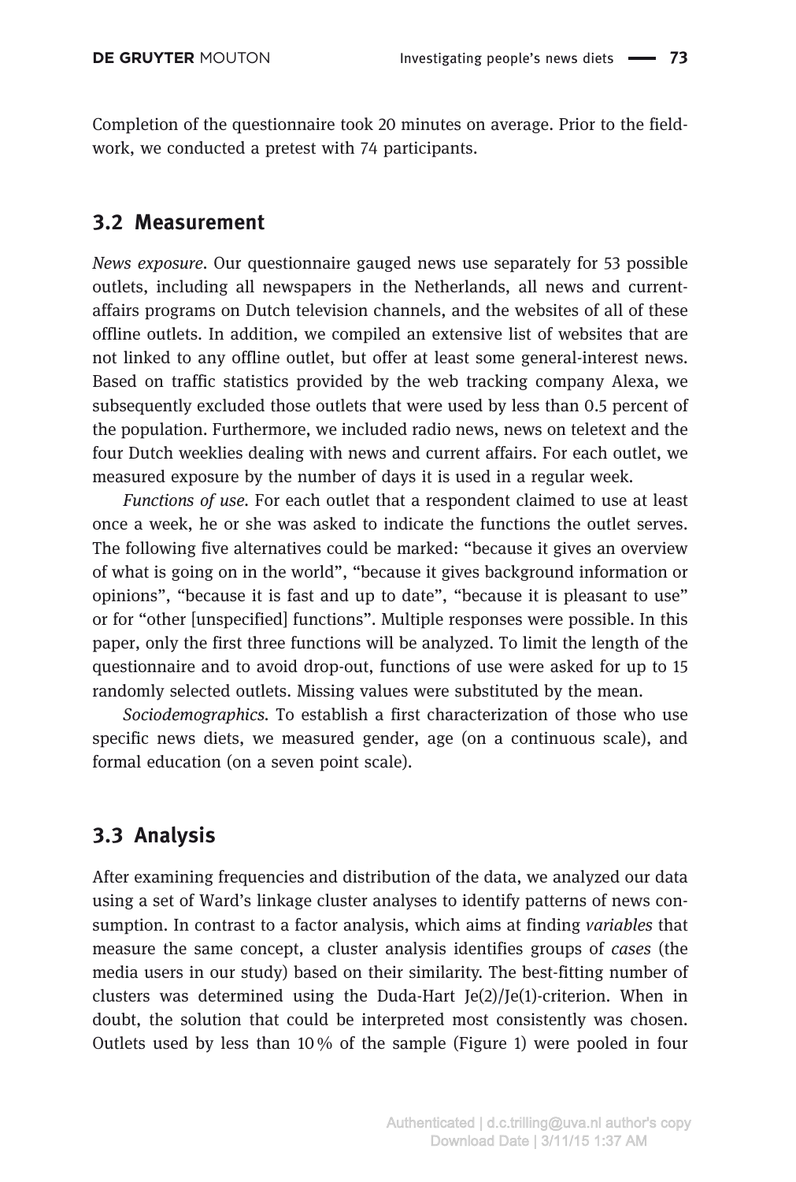Completion of the questionnaire took 20 minutes on average. Prior to the fieldwork, we conducted a pretest with 74 participants.

## 3.2 Measurement

*News exposure*. Our questionnaire gauged news use separately for 53 possible outlets, including all newspapers in the Netherlands, all news and current-affairs programs on Dutch television channels, and the websites of all of these offline outlets. In addition, we compiled an extensive list of websites that are not linked to any offline outlet, but offer at least some general-interest news. Based on traffic statistics provided by the web tracking company Alexa, we subsequently excluded those outlets that were used by less than 0.5 percent of the population. Furthermore, we included radio news, news on teletext and the four Dutch weeklies dealing with news and current affairs. For each outlet, we measured exposure by the number of days it is used in a regular week.

*Functions of use*. For each outlet that a respondent claimed to use at least once a week, he or she was asked to indicate the functions the outlet serves. The following five alternatives could be marked: "because it gives an overview of what is going on in the world", "because it gives background information or opinions", "because it is fast and up to date", "because it is pleasant to use" or for "other [unspecified] functions". Multiple responses were possible. In this paper, only the first three functions will be analyzed. To limit the length of the questionnaire and to avoid drop-out, functions of use were asked for up to 15 randomly selected outlets. Missing values were substituted by the mean.

*Sociodemographics*. To establish a first characterization of those who use specific news diets, we measured gender, age (on a continuous scale), and formal education (on a seven point scale).

## 3.3 Analysis

After examining frequencies and distribution of the data, we analyzed our data using a set of Ward's linkage cluster analyses to identify patterns of news consumption. In contrast to a factor analysis, which aims at finding *variables* that measure the same concept, a cluster analysis identifies groups of *cases* (the media users in our study) based on their similarity. The best-fitting number of clusters was determined using the Duda-Hart Je(2)/Je(1)-criterion. When in doubt, the solution that could be interpreted most consistently was chosen. Outlets used by less than 10 % of the sample (Figure 1) were pooled in four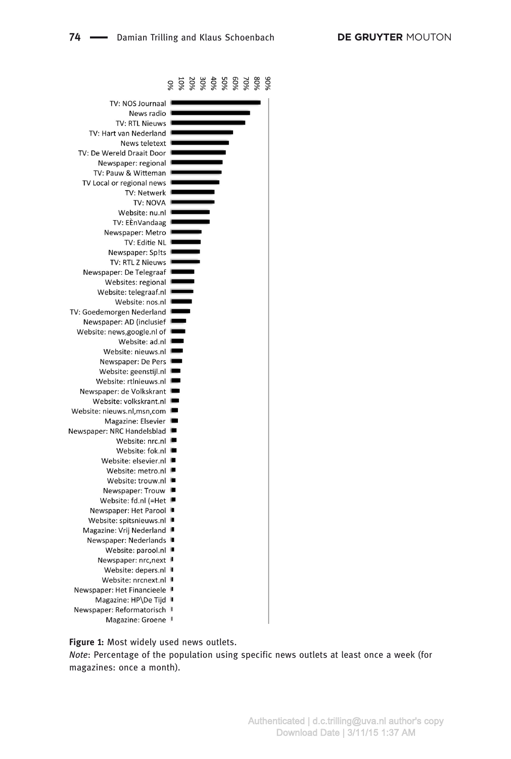**Figure 1:** Most widely used news outlets.

*Note*: Percentage of the population using specific news outlets at least once a week (for magazines: once a month).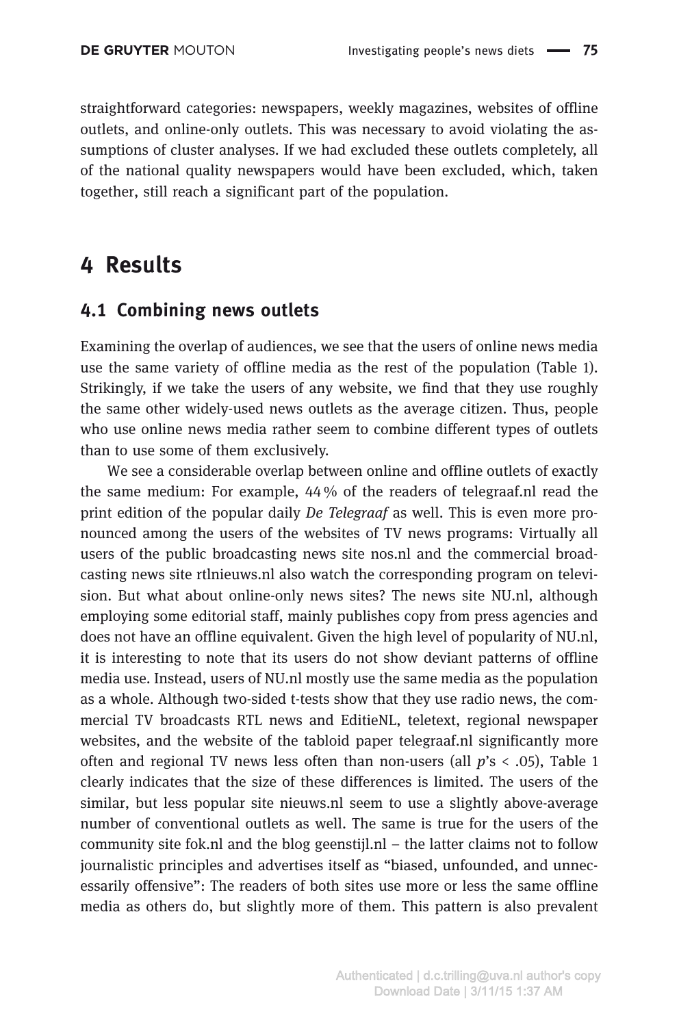straightforward categories: newspapers, weekly magazines, websites of offline outlets, and online-only outlets. This was necessary to avoid violating the assumptions of cluster analyses. If we had excluded these outlets completely, all of the national quality newspapers would have been excluded, which, taken together, still reach a significant part of the population.

# 4 Results

## 4.1 Combining news outlets

Examining the overlap of audiences, we see that the users of online news media use the same variety of offline media as the rest of the population (Table 1). Strikingly, if we take the users of any website, we find that they use roughly the same other widely-used news outlets as the average citizen. Thus, people who use online news media rather seem to combine different types of outlets than to use some of them exclusively.

We see a considerable overlap between online and offline outlets of exactly the same medium: For example, 44 % of the readers of telegraaf.nl read the print edition of the popular daily *De Telegraaf* as well. This is even more pronounced among the users of the websites of TV news programs: Virtually all users of the public broadcasting news site nos.nl and the commercial broadcasting news site rtlnieuws.nl also watch the corresponding program on television. But what about online-only news sites? The news site NU.nl, although employing some editorial staff, mainly publishes copy from press agencies and does not have an offline equivalent. Given the high level of popularity of NU.nl, it is interesting to note that its users do not show deviant patterns of offline media use. Instead, users of NU.nl mostly use the same media as the population as a whole. Although two-sided t-tests show that they use radio news, the commercial TV broadcasts RTL news and EditieNL, teletext, regional newspaper websites, and the website of the tabloid paper telegraaf.nl significantly more often and regional TV news less often than non-users (all $p$'s $< .05$), Table 1 clearly indicates that the size of these differences is limited. The users of the similar, but less popular site nieuws.nl seem to use a slightly above-average number of conventional outlets as well. The same is true for the users of the community site fok.nl and the blog geenstijl.nl – the latter claims not to follow journalistic principles and advertises itself as "biased, unfounded, and unnecessarily offensive": The readers of both sites use more or less the same offline media as others do, but slightly more of them. This pattern is also prevalent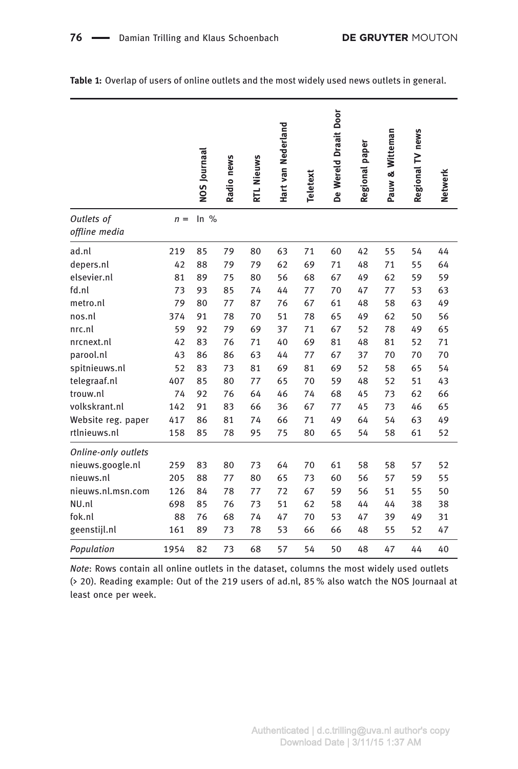**Table 1:** Overlap of users of online outlets and the most widely used news outlets in general.

| | | NOS Journaal | Radio news | RTL Nieuws | Hart van Nederland | Teletext | De Wereld Draait Door | Regional paper | Pauw & Witteman | Regional TV news | Netwerk |
|---|---|---|---|---|---|---|---|---|---|---|---|
| *Outlets of offline media* | *n* = | In % | | | | | | | | | |
| ad.nl | 219 | 85 | 79 | 80 | 63 | 71 | 60 | 42 | 55 | 54 | 44 |
| depers.nl | 42 | 88 | 79 | 79 | 62 | 69 | 71 | 48 | 71 | 55 | 64 |
| elsevier.nl | 81 | 89 | 75 | 80 | 56 | 68 | 67 | 49 | 62 | 59 | 59 |
| fd.nl | 73 | 93 | 85 | 74 | 44 | 77 | 70 | 47 | 77 | 53 | 63 |
| metro.nl | 79 | 80 | 77 | 87 | 76 | 67 | 61 | 48 | 58 | 63 | 49 |
| nos.nl | 374 | 91 | 78 | 70 | 51 | 78 | 65 | 49 | 62 | 50 | 56 |
| nrc.nl | 59 | 92 | 79 | 69 | 37 | 71 | 67 | 52 | 78 | 49 | 65 |
| nrcnext.nl | 42 | 83 | 76 | 71 | 40 | 69 | 81 | 48 | 81 | 52 | 71 |
| parool.nl | 43 | 86 | 86 | 63 | 44 | 77 | 67 | 37 | 70 | 70 | 70 |
| spitnieuws.nl | 52 | 83 | 73 | 81 | 69 | 81 | 69 | 52 | 58 | 65 | 54 |
| telegraaf.nl | 407 | 85 | 80 | 77 | 65 | 70 | 59 | 48 | 52 | 51 | 43 |
| trouw.nl | 74 | 92 | 76 | 64 | 46 | 74 | 68 | 45 | 73 | 62 | 66 |
| volkskrant.nl | 142 | 91 | 83 | 66 | 36 | 67 | 77 | 45 | 73 | 46 | 65 |
| Website reg. paper | 417 | 86 | 81 | 74 | 66 | 71 | 49 | 64 | 54 | 63 | 49 |
| rtlnieuws.nl | 158 | 85 | 78 | 95 | 75 | 80 | 65 | 54 | 58 | 61 | 52 |
| *Online-only outlets* | | | | | | | | | | | |
| nieuws.google.nl | 259 | 83 | 80 | 73 | 64 | 70 | 61 | 58 | 58 | 57 | 52 |
| nieuws.nl | 205 | 88 | 77 | 80 | 65 | 73 | 60 | 56 | 57 | 59 | 55 |
| nieuws.nl.msn.com | 126 | 84 | 78 | 77 | 72 | 67 | 59 | 56 | 51 | 55 | 50 |
| NU.nl | 698 | 85 | 76 | 73 | 51 | 62 | 58 | 44 | 44 | 38 | 38 |
| fok.nl | 88 | 76 | 68 | 74 | 47 | 70 | 53 | 47 | 39 | 49 | 31 |
| geenstijl.nl | 161 | 89 | 73 | 78 | 53 | 66 | 66 | 48 | 55 | 52 | 47 |
| *Population* | 1954 | 82 | 73 | 68 | 57 | 54 | 50 | 48 | 47 | 44 | 40 |

*Note*: Rows contain all online outlets in the dataset, columns the most widely used outlets (> 20). Reading example: Out of the 219 users of ad.nl, 85 % also watch the NOS Journaal at least once per week.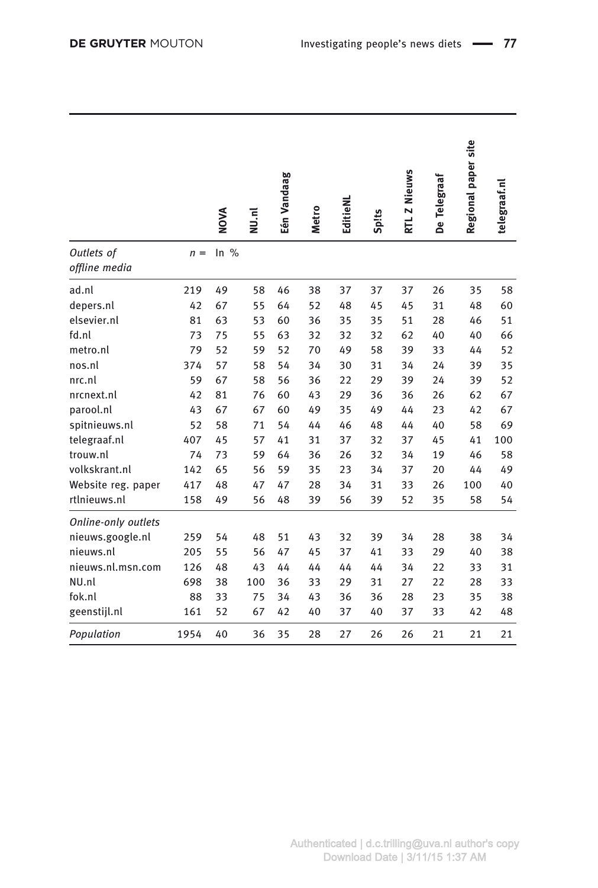| | | NOVA | NU.nl | Eén Vandaag | Metro | EditieNL | Sp!ts | RTL Z Nieuws | De Telegraaf | Regional paper site | telegraaf.nl |
|---|---|---|---|---|---|---|---|---|---|---|---|
| *Outlets of offline media* | $n =$ | In % | | | | | | | | | |
| ad.nl | 219 | 49 | 58 | 46 | 38 | 37 | 37 | 37 | 26 | 35 | 58 |
| depers.nl | 42 | 67 | 55 | 64 | 52 | 48 | 45 | 45 | 31 | 48 | 60 |
| elsevier.nl | 81 | 63 | 53 | 60 | 36 | 35 | 35 | 51 | 28 | 46 | 51 |
| fd.nl | 73 | 75 | 55 | 63 | 32 | 32 | 32 | 62 | 40 | 40 | 66 |
| metro.nl | 79 | 52 | 59 | 52 | 70 | 49 | 58 | 39 | 33 | 44 | 52 |
| nos.nl | 374 | 57 | 58 | 54 | 34 | 30 | 31 | 34 | 24 | 39 | 35 |
| nrc.nl | 59 | 67 | 58 | 56 | 36 | 22 | 29 | 39 | 24 | 39 | 52 |
| nrcnext.nl | 42 | 81 | 76 | 60 | 43 | 29 | 36 | 36 | 26 | 62 | 67 |
| parool.nl | 43 | 67 | 67 | 60 | 49 | 35 | 49 | 44 | 23 | 42 | 67 |
| spitnieuws.nl | 52 | 58 | 71 | 54 | 44 | 46 | 48 | 44 | 40 | 58 | 69 |
| telegraaf.nl | 407 | 45 | 57 | 41 | 31 | 37 | 32 | 37 | 45 | 41 | 100 |
| trouw.nl | 74 | 73 | 59 | 64 | 36 | 26 | 32 | 34 | 19 | 46 | 58 |
| volkskrant.nl | 142 | 65 | 56 | 59 | 35 | 23 | 34 | 37 | 20 | 44 | 49 |
| Website reg. paper | 417 | 48 | 47 | 47 | 28 | 34 | 31 | 33 | 26 | 100 | 40 |
| rtlnieuws.nl | 158 | 49 | 56 | 48 | 39 | 56 | 39 | 52 | 35 | 58 | 54 |
| *Online-only outlets* | | | | | | | | | | | |
| nieuws.google.nl | 259 | 54 | 48 | 51 | 43 | 32 | 39 | 34 | 28 | 38 | 34 |
| nieuws.nl | 205 | 55 | 56 | 47 | 45 | 37 | 41 | 33 | 29 | 40 | 38 |
| nieuws.nl.msn.com | 126 | 48 | 43 | 44 | 44 | 44 | 44 | 34 | 22 | 33 | 31 |
| NU.nl | 698 | 38 | 100 | 36 | 33 | 29 | 31 | 27 | 22 | 28 | 33 |
| fok.nl | 88 | 33 | 75 | 34 | 43 | 36 | 36 | 28 | 23 | 35 | 38 |
| geenstijl.nl | 161 | 52 | 67 | 42 | 40 | 37 | 40 | 37 | 33 | 42 | 48 |
| *Population* | 1954 | 40 | 36 | 35 | 28 | 27 | 26 | 26 | 21 | 21 | 21 |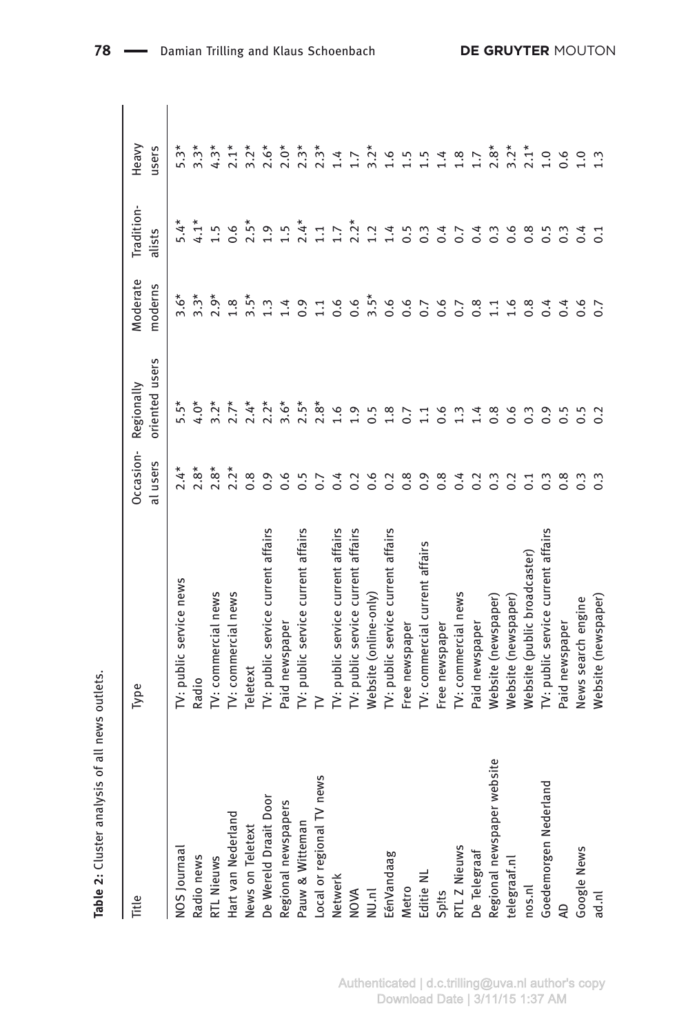**Table 2:** Cluster analysis of all news outlets.

| Title | Type | Occasional users | Regionally oriented users | Moderate moderns | Traditionalists | Heavy users |
|---|---|---|---|---|---|---|
| NOS Journaal | TV: public service news | 2.4* | 5.5* | 3.6* | 5.4* | 5.3* |
| Radio news | Radio | 2.8* | 4.0* | 3.3* | 4.1* | 3.3* |
| RTL Nieuws | TV: commercial news | 2.8* | 3.2* | 2.9* | 1.5 | 4.3* |
| Hart van Nederland | TV: commercial news | 2.2* | 2.7* | 1.8 | 0.6 | 2.1* |
| News on Teletext | Teletext | 0.8 | 2.4* | 3.5* | 2.5* | 3.2* |
| De Wereld Draait Door | TV: public service current affairs | 0.9 | 2.2* | 1.3 | 1.9 | 2.6* |
| Regional newspapers | Paid newspaper | 0.6 | 3.6* | 1.4 | 1.5 | 2.0* |
| Pauw & Witteman | TV: public service current affairs | 0.5 | 2.5* | 0.9 | 2.4* | 2.3* |
| Local or regional TV news | TV | 0.7 | 2.8* | 1.1 | 1.1 | 2.3* |
| Netwerk | TV: public service current affairs | 0.4 | 1.6 | 0.6 | 1.7 | 1.4 |
| NOVA | TV: public service current affairs | 0.2 | 1.9 | 0.6 | 2.2* | 1.7 |
| NU.nl | Website (online-only) | 0.6 | 0.5 | 3.5* | 1.2 | 3.2* |
| EénVandaag | TV: public service current affairs | 0.2 | 1.8 | 0.6 | 1.4 | 1.6 |
| Metro | Free newspaper | 0.8 | 0.7 | 0.6 | 0.5 | 1.5 |
| Editie NL | TV: commercial current affairs | 0.9 | 1.1 | 0.7 | 0.3 | 1.5 |
| Sp!ts | Free newspaper | 0.8 | 0.6 | 0.6 | 0.4 | 1.4 |
| RTL Z Nieuws | TV: commercial news | 0.4 | 1.3 | 0.7 | 0.7 | 1.8 |
| De Telegraaf | Paid newspaper | 0.2 | 1.4 | 0.8 | 0.4 | 1.7 |
| Regional newspaper website | Website (newspaper) | 0.3 | 0.8 | 1.1 | 0.3 | 2.8* |
| telegraaf.nl | Website (newspaper) | 0.2 | 0.6 | 1.6 | 0.6 | 3.2* |
| nos.nl | Website (public broadcaster) | 0.1 | 0.3 | 0.8 | 0.8 | 2.1* |
| Goedemorgen Nederland | TV: public service current affairs | 0.3 | 0.9 | 0.4 | 0.5 | 1.0 |
| AD | Paid newspaper | 0.8 | 0.5 | 0.4 | 0.3 | 0.6 |
| Google News | News search engine | 0.3 | 0.5 | 0.6 | 0.4 | 1.0 |
| ad.nl | Website (newspaper) | 0.3 | 0.2 | 0.7 | 0.1 | 1.3 |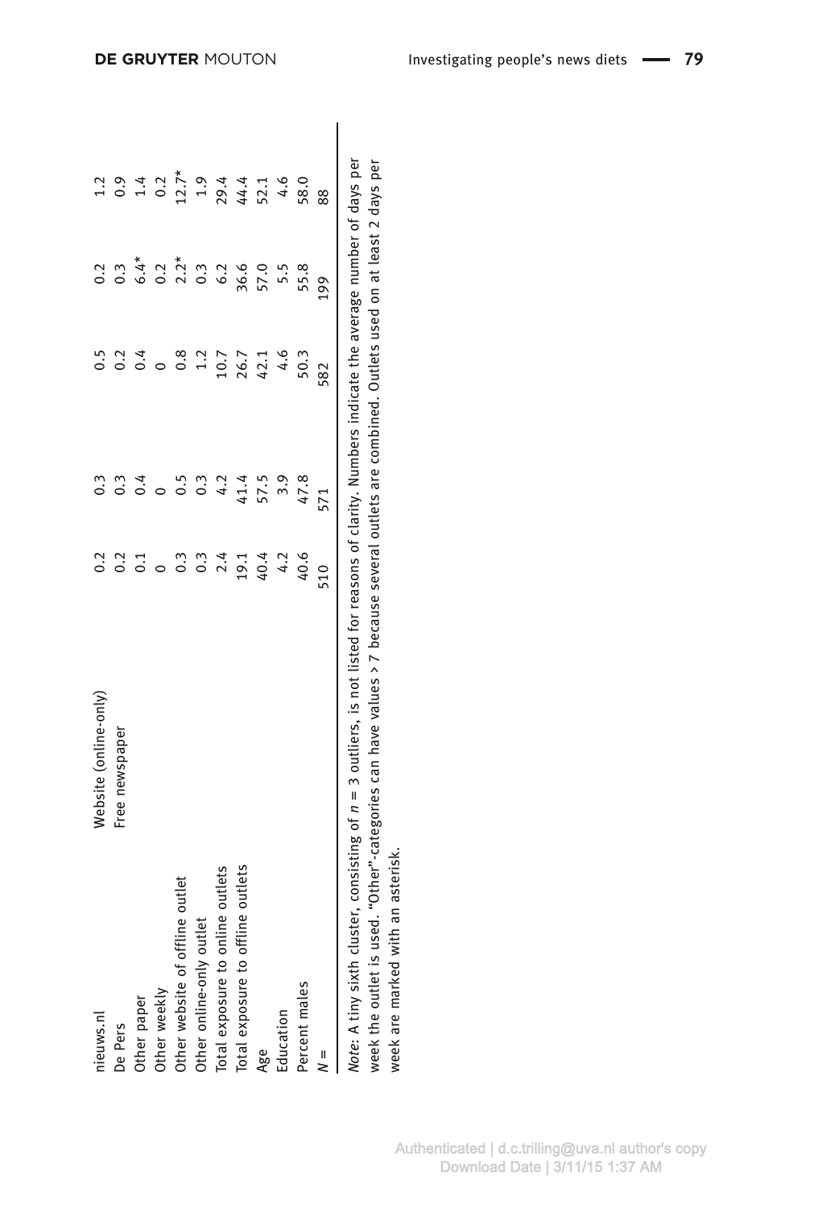| | | | | | | |
|---|---|---|---|---|---|---|
| nieuws.nl | Website (online-only) | 0.2 | 0.3 | 0.5 | 0.2 | 1.2 |
| De Pers | Free newspaper | 0.2 | 0.3 | 0.2 | 0.3 | 0.9 |
| Other paper | | 0.1 | 0.4 | 0.4 | 6.4* | 1.4 |
| Other weekly | | 0 | 0 | 0 | 0.2 | 0.2 |
| Other website of offline outlet | | 0.3 | 0.5 | 0.8 | 2.2* | 12.7* |
| Other online-only outlet | | 0.3 | 0.3 | 1.2 | 0.3 | 1.9 |
| Total exposure to online outlets | | 2.4 | 4.2 | 10.7 | 6.2 | 29.4 |
| Total exposure to offline outlets | | 19.1 | 41.4 | 26.7 | 36.6 | 44.4 |
| Age | | 40.4 | 57.5 | 42.1 | 57.0 | 52.1 |
| Education | | 4.2 | 3.9 | 4.6 | 5.5 | 4.6 |
| Percent males | | 40.6 | 47.8 | 50.3 | 55.8 | 58.0 |
| $N$ = | | 510 | 571 | 582 | 199 | 88 |

*Note*: A tiny sixth cluster, consisting of $n$ = 3 outliers, is not listed for reasons of clarity. Numbers indicate the average number of days per week the outlet is used. "Other"-categories can have values > 7 because several outlets are combined. Outlets used on at least 2 days per week are marked with an asterisk.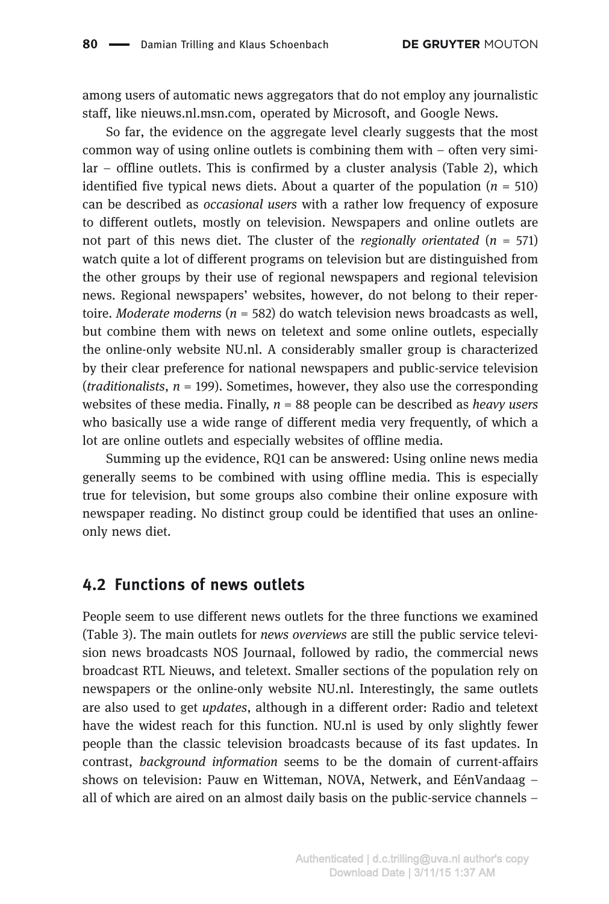among users of automatic news aggregators that do not employ any journalistic staff, like nieuws.nl.msn.com, operated by Microsoft, and Google News.

So far, the evidence on the aggregate level clearly suggests that the most common way of using online outlets is combining them with – often very similar – offline outlets. This is confirmed by a cluster analysis (Table 2), which identified five typical news diets. About a quarter of the population ($n$ = 510) can be described as *occasional users* with a rather low frequency of exposure to different outlets, mostly on television. Newspapers and online outlets are not part of this news diet. The cluster of the *regionally orientated* ($n$ = 571) watch quite a lot of different programs on television but are distinguished from the other groups by their use of regional newspapers and regional television news. Regional newspapers' websites, however, do not belong to their repertoire. *Moderate moderns* ($n$ = 582) do watch television news broadcasts as well, but combine them with news on teletext and some online outlets, especially the online-only website NU.nl. A considerably smaller group is characterized by their clear preference for national newspapers and public-service television (*traditionalists*, $n$ = 199). Sometimes, however, they also use the corresponding websites of these media. Finally, $n$ = 88 people can be described as *heavy users* who basically use a wide range of different media very frequently, of which a lot are online outlets and especially websites of offline media.

Summing up the evidence, RQ1 can be answered: Using online news media generally seems to be combined with using offline media. This is especially true for television, but some groups also combine their online exposure with newspaper reading. No distinct group could be identified that uses an online-only news diet.

## 4.2 Functions of news outlets

People seem to use different news outlets for the three functions we examined (Table 3). The main outlets for *news overviews* are still the public service television news broadcasts NOS Journaal, followed by radio, the commercial news broadcast RTL Nieuws, and teletext. Smaller sections of the population rely on newspapers or the online-only website NU.nl. Interestingly, the same outlets are also used to get *updates*, although in a different order: Radio and teletext have the widest reach for this function. NU.nl is used by only slightly fewer people than the classic television broadcasts because of its fast updates. In contrast, *background information* seems to be the domain of current-affairs shows on television: Pauw en Witteman, NOVA, Netwerk, and EénVandaag – all of which are aired on an almost daily basis on the public-service channels –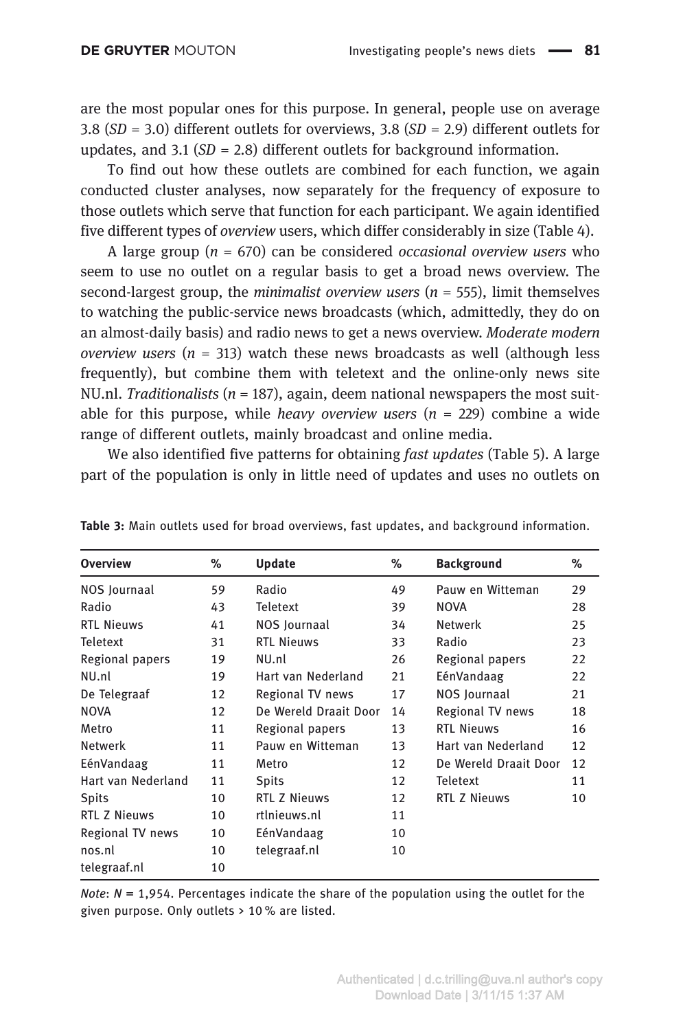are the most popular ones for this purpose. In general, people use on average 3.8 (*SD* = 3.0) different outlets for overviews, 3.8 (*SD* = 2.9) different outlets for updates, and 3.1 (*SD* = 2.8) different outlets for background information.

To find out how these outlets are combined for each function, we again conducted cluster analyses, now separately for the frequency of exposure to those outlets which serve that function for each participant. We again identified five different types of *overview* users, which differ considerably in size (Table 4).

A large group (*n* = 670) can be considered *occasional overview users* who seem to use no outlet on a regular basis to get a broad news overview. The second-largest group, the *minimalist overview users* (*n* = 555), limit themselves to watching the public-service news broadcasts (which, admittedly, they do on an almost-daily basis) and radio news to get a news overview. *Moderate modern overview users* (*n* = 313) watch these news broadcasts as well (although less frequently), but combine them with teletext and the online-only news site NU.nl. *Traditionalists* (*n* = 187), again, deem national newspapers the most suitable for this purpose, while *heavy overview users* (*n* = 229) combine a wide range of different outlets, mainly broadcast and online media.

We also identified five patterns for obtaining *fast updates* (Table 5). A large part of the population is only in little need of updates and uses no outlets on

**Table 3:** Main outlets used for broad overviews, fast updates, and background information.

| Overview | % | Update | % | Background | % |
|---|---|---|---|---|---|
| NOS Journaal | 59 | Radio | 49 | Pauw en Witteman | 29 |
| Radio | 43 | Teletext | 39 | NOVA | 28 |
| RTL Nieuws | 41 | NOS Journaal | 34 | Netwerk | 25 |
| Teletext | 31 | RTL Nieuws | 33 | Radio | 23 |
| Regional papers | 19 | NU.nl | 26 | Regional papers | 22 |
| NU.nl | 19 | Hart van Nederland | 21 | EénVandaag | 22 |
| De Telegraaf | 12 | Regional TV news | 17 | NOS Journaal | 21 |
| NOVA | 12 | De Wereld Draait Door | 14 | Regional TV news | 18 |
| Metro | 11 | Regional papers | 13 | RTL Nieuws | 16 |
| Netwerk | 11 | Pauw en Witteman | 13 | Hart van Nederland | 12 |
| EénVandaag | 11 | Metro | 12 | De Wereld Draait Door | 12 |
| Hart van Nederland | 11 | Spits | 12 | Teletext | 11 |
| Spits | 10 | RTL Z Nieuws | 12 | RTL Z Nieuws | 10 |
| RTL Z Nieuws | 10 | rtlnieuws.nl | 11 | | |
| Regional TV news | 10 | EénVandaag | 10 | | |
| nos.nl | 10 | telegraaf.nl | 10 | | |
| telegraaf.nl | 10 | | | | |

*Note*: *N* = 1,954. Percentages indicate the share of the population using the outlet for the given purpose. Only outlets > 10 % are listed.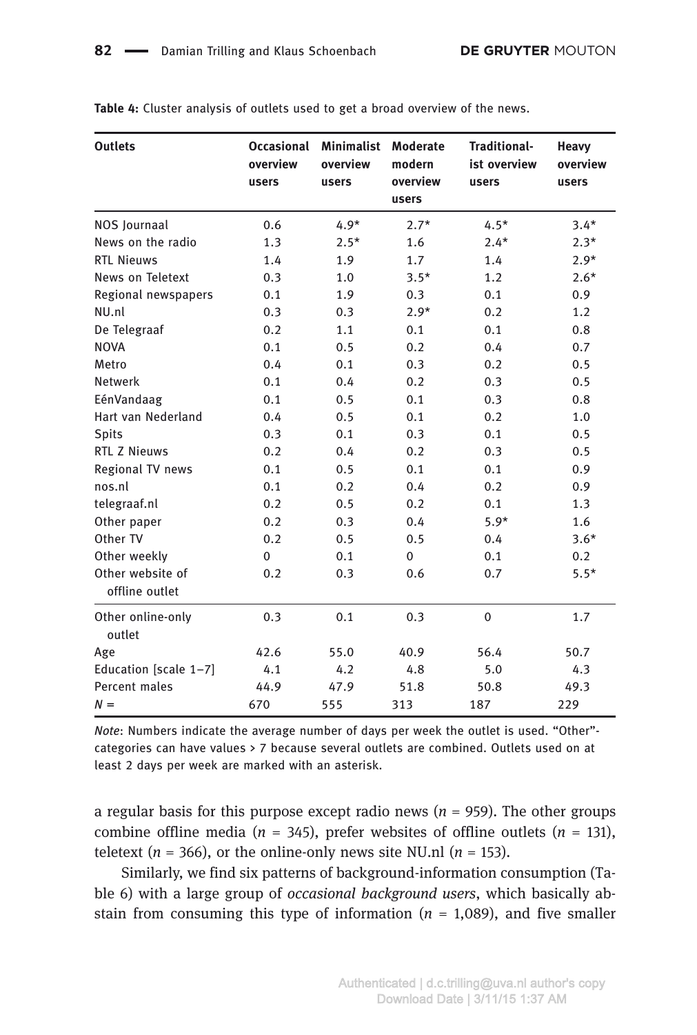**Table 4:** Cluster analysis of outlets used to get a broad overview of the news.

| Outlets | Occasional overview users | Minimalist overview users | Moderate modern overview users | Traditional-ist overview users | Heavy overview users |
|---|---|---|---|---|---|
| NOS Journaal | 0.6 | 4.9* | 2.7* | 4.5* | 3.4* |
| News on the radio | 1.3 | 2.5* | 1.6 | 2.4* | 2.3* |
| RTL Nieuws | 1.4 | 1.9 | 1.7 | 1.4 | 2.9* |
| News on Teletext | 0.3 | 1.0 | 3.5* | 1.2 | 2.6* |
| Regional newspapers | 0.1 | 1.9 | 0.3 | 0.1 | 0.9 |
| NU.nl | 0.3 | 0.3 | 2.9* | 0.2 | 1.2 |
| De Telegraaf | 0.2 | 1.1 | 0.1 | 0.1 | 0.8 |
| NOVA | 0.1 | 0.5 | 0.2 | 0.4 | 0.7 |
| Metro | 0.4 | 0.1 | 0.3 | 0.2 | 0.5 |
| Netwerk | 0.1 | 0.4 | 0.2 | 0.3 | 0.5 |
| EénVandaag | 0.1 | 0.5 | 0.1 | 0.3 | 0.8 |
| Hart van Nederland | 0.4 | 0.5 | 0.1 | 0.2 | 1.0 |
| Spits | 0.3 | 0.1 | 0.3 | 0.1 | 0.5 |
| RTL Z Nieuws | 0.2 | 0.4 | 0.2 | 0.3 | 0.5 |
| Regional TV news | 0.1 | 0.5 | 0.1 | 0.1 | 0.9 |
| nos.nl | 0.1 | 0.2 | 0.4 | 0.2 | 0.9 |
| telegraaf.nl | 0.2 | 0.5 | 0.2 | 0.1 | 1.3 |
| Other paper | 0.2 | 0.3 | 0.4 | 5.9* | 1.6 |
| Other TV | 0.2 | 0.5 | 0.5 | 0.4 | 3.6* |
| Other weekly | 0 | 0.1 | 0 | 0.1 | 0.2 |
| Other website of offline outlet | 0.2 | 0.3 | 0.6 | 0.7 | 5.5* |
| Other online-only outlet | 0.3 | 0.1 | 0.3 | 0 | 1.7 |
| Age | 42.6 | 55.0 | 40.9 | 56.4 | 50.7 |
| Education [scale 1–7] | 4.1 | 4.2 | 4.8 | 5.0 | 4.3 |
| Percent males | 44.9 | 47.9 | 51.8 | 50.8 | 49.3 |
| $N$ = | 670 | 555 | 313 | 187 | 229 |

*Note*: Numbers indicate the average number of days per week the outlet is used. "Other"-categories can have values > 7 because several outlets are combined. Outlets used on at least 2 days per week are marked with an asterisk.

a regular basis for this purpose except radio news ($n$ = 959). The other groups combine offline media ($n$ = 345), prefer websites of offline outlets ($n$ = 131), teletext ($n$ = 366), or the online-only news site NU.nl ($n$ = 153).

Similarly, we find six patterns of background-information consumption (Table 6) with a large group of *occasional background users*, which basically abstain from consuming this type of information ($n$ = 1,089), and five smaller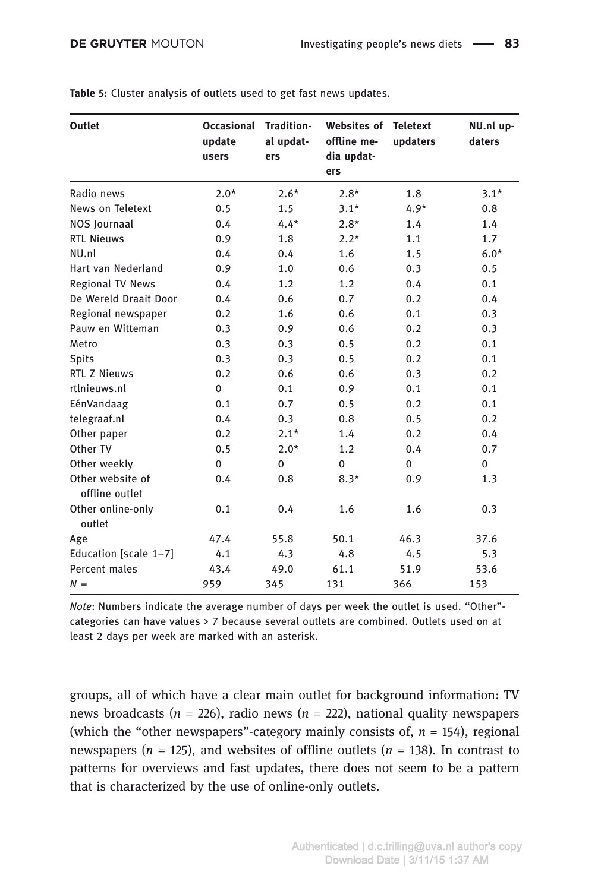**Table 5:** Cluster analysis of outlets used to get fast news updates.

| Outlet | Occasional update users | Traditional updaters | Websites of offline media updaters | Teletext updaters | NU.nl updaters |
|---|---|---|---|---|---|
| Radio news | 2.0* | 2.6* | 2.8* | 1.8 | 3.1* |
| News on Teletext | 0.5 | 1.5 | 3.1* | 4.9* | 0.8 |
| NOS Journaal | 0.4 | 4.4* | 2.8* | 1.4 | 1.4 |
| RTL Nieuws | 0.9 | 1.8 | 2.2* | 1.1 | 1.7 |
| NU.nl | 0.4 | 0.4 | 1.6 | 1.5 | 6.0* |
| Hart van Nederland | 0.9 | 1.0 | 0.6 | 0.3 | 0.5 |
| Regional TV News | 0.4 | 1.2 | 1.2 | 0.4 | 0.1 |
| De Wereld Draait Door | 0.4 | 0.6 | 0.7 | 0.2 | 0.4 |
| Regional newspaper | 0.2 | 1.6 | 0.6 | 0.1 | 0.3 |
| Pauw en Witteman | 0.3 | 0.9 | 0.6 | 0.2 | 0.3 |
| Metro | 0.3 | 0.3 | 0.5 | 0.2 | 0.1 |
| Spits | 0.3 | 0.3 | 0.5 | 0.2 | 0.1 |
| RTL Z Nieuws | 0.2 | 0.6 | 0.6 | 0.3 | 0.2 |
| rtlnieuws.nl | 0 | 0.1 | 0.9 | 0.1 | 0.1 |
| EénVandaag | 0.1 | 0.7 | 0.5 | 0.2 | 0.1 |
| telegraaf.nl | 0.4 | 0.3 | 0.8 | 0.5 | 0.2 |
| Other paper | 0.2 | 2.1* | 1.4 | 0.2 | 0.4 |
| Other TV | 0.5 | 2.0* | 1.2 | 0.4 | 0.7 |
| Other weekly | 0 | 0 | 0 | 0 | 0 |
| Other website of offline outlet | 0.4 | 0.8 | 8.3* | 0.9 | 1.3 |
| Other online-only outlet | 0.1 | 0.4 | 1.6 | 1.6 | 0.3 |
| Age | 47.4 | 55.8 | 50.1 | 46.3 | 37.6 |
| Education [scale 1–7] | 4.1 | 4.3 | 4.8 | 4.5 | 5.3 |
| Percent males | 43.4 | 49.0 | 61.1 | 51.9 | 53.6 |
| $N$ = | 959 | 345 | 131 | 366 | 153 |

*Note*: Numbers indicate the average number of days per week the outlet is used. "Other"-categories can have values > 7 because several outlets are combined. Outlets used on at least 2 days per week are marked with an asterisk.

groups, all of which have a clear main outlet for background information: TV news broadcasts ($n$ = 226), radio news ($n$ = 222), national quality newspapers (which the "other newspapers"-category mainly consists of, $n$ = 154), regional newspapers ($n$ = 125), and websites of offline outlets ($n$ = 138). In contrast to patterns for overviews and fast updates, there does not seem to be a pattern that is characterized by the use of online-only outlets.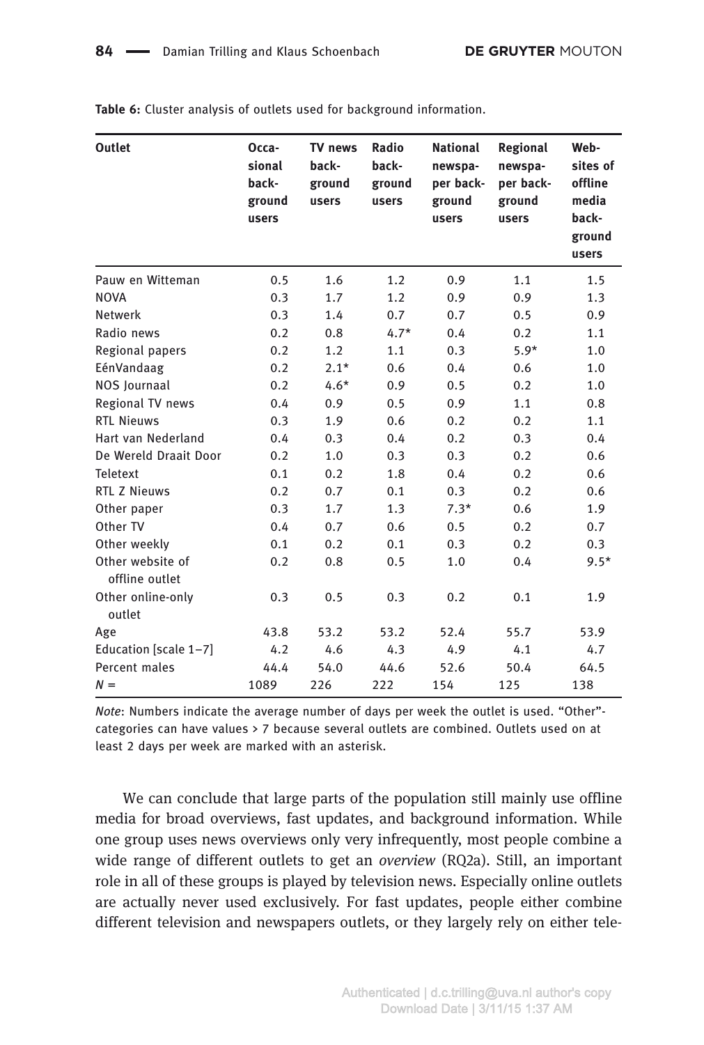**Table 6:** Cluster analysis of outlets used for background information.

| Outlet | Occasional background users | TV news background users | Radio background users | National newspaper background users | Regional newspaper background users | Websites of offline media background users |
|---|---|---|---|---|---|---|
| Pauw en Witteman | 0.5 | 1.6 | 1.2 | 0.9 | 1.1 | 1.5 |
| NOVA | 0.3 | 1.7 | 1.2 | 0.9 | 0.9 | 1.3 |
| Netwerk | 0.3 | 1.4 | 0.7 | 0.7 | 0.5 | 0.9 |
| Radio news | 0.2 | 0.8 | 4.7* | 0.4 | 0.2 | 1.1 |
| Regional papers | 0.2 | 1.2 | 1.1 | 0.3 | 5.9* | 1.0 |
| EénVandaag | 0.2 | 2.1* | 0.6 | 0.4 | 0.6 | 1.0 |
| NOS Journaal | 0.2 | 4.6* | 0.9 | 0.5 | 0.2 | 1.0 |
| Regional TV news | 0.4 | 0.9 | 0.5 | 0.9 | 1.1 | 0.8 |
| RTL Nieuws | 0.3 | 1.9 | 0.6 | 0.2 | 0.2 | 1.1 |
| Hart van Nederland | 0.4 | 0.3 | 0.4 | 0.2 | 0.3 | 0.4 |
| De Wereld Draait Door | 0.2 | 1.0 | 0.3 | 0.3 | 0.2 | 0.6 |
| Teletext | 0.1 | 0.2 | 1.8 | 0.4 | 0.2 | 0.6 |
| RTL Z Nieuws | 0.2 | 0.7 | 0.1 | 0.3 | 0.2 | 0.6 |
| Other paper | 0.3 | 1.7 | 1.3 | 7.3* | 0.6 | 1.9 |
| Other TV | 0.4 | 0.7 | 0.6 | 0.5 | 0.2 | 0.7 |
| Other weekly | 0.1 | 0.2 | 0.1 | 0.3 | 0.2 | 0.3 |
| Other website of offline outlet | 0.2 | 0.8 | 0.5 | 1.0 | 0.4 | 9.5* |
| Other online-only outlet | 0.3 | 0.5 | 0.3 | 0.2 | 0.1 | 1.9 |
| Age | 43.8 | 53.2 | 53.2 | 52.4 | 55.7 | 53.9 |
| Education [scale 1–7] | 4.2 | 4.6 | 4.3 | 4.9 | 4.1 | 4.7 |
| Percent males | 44.4 | 54.0 | 44.6 | 52.6 | 50.4 | 64.5 |
| *N* = | 1089 | 226 | 222 | 154 | 125 | 138 |

*Note*: Numbers indicate the average number of days per week the outlet is used. "Other"-categories can have values > 7 because several outlets are combined. Outlets used on at least 2 days per week are marked with an asterisk.

We can conclude that large parts of the population still mainly use offline media for broad overviews, fast updates, and background information. While one group uses news overviews only very infrequently, most people combine a wide range of different outlets to get an *overview* (RQ2a). Still, an important role in all of these groups is played by television news. Especially online outlets are actually never used exclusively. For fast updates, people either combine different television and newspapers outlets, or they largely rely on either tele-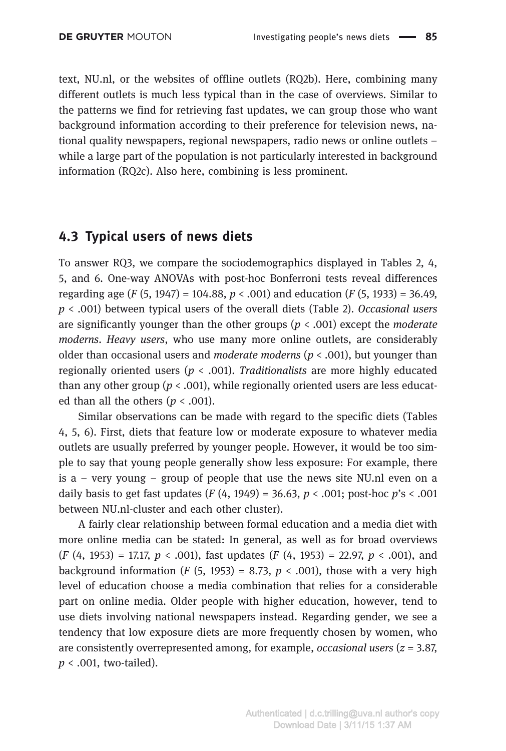text, NU.nl, or the websites of offline outlets (RQ2b). Here, combining many different outlets is much less typical than in the case of overviews. Similar to the patterns we find for retrieving fast updates, we can group those who want background information according to their preference for television news, national quality newspapers, regional newspapers, radio news or online outlets – while a large part of the population is not particularly interested in background information (RQ2c). Also here, combining is less prominent.

## 4.3 Typical users of news diets

To answer RQ3, we compare the sociodemographics displayed in Tables 2, 4, 5, and 6. One-way ANOVAs with post-hoc Bonferroni tests reveal differences regarding age ($F$ (5, 1947) = 104.88, $p < .001$) and education ($F$ (5, 1933) = 36.49, $p < .001$) between typical users of the overall diets (Table 2). *Occasional users* are significantly younger than the other groups ($p < .001$) except the *moderate moderns*. *Heavy users*, who use many more online outlets, are considerably older than occasional users and *moderate moderns* ($p < .001$), but younger than regionally oriented users ($p < .001$). *Traditionalists* are more highly educated than any other group ($p < .001$), while regionally oriented users are less educated than all the others ($p < .001$).

Similar observations can be made with regard to the specific diets (Tables 4, 5, 6). First, diets that feature low or moderate exposure to whatever media outlets are usually preferred by younger people. However, it would be too simple to say that young people generally show less exposure: For example, there is a – very young – group of people that use the news site NU.nl even on a daily basis to get fast updates ($F$ (4, 1949) = 36.63, $p < .001$; post-hoc $p$'s < .001 between NU.nl-cluster and each other cluster).

A fairly clear relationship between formal education and a media diet with more online media can be stated: In general, as well as for broad overviews ($F$ (4, 1953) = 17.17, $p < .001$), fast updates ($F$ (4, 1953) = 22.97, $p < .001$), and background information ($F$ (5, 1953) = 8.73, $p < .001$), those with a very high level of education choose a media combination that relies for a considerable part on online media. Older people with higher education, however, tend to use diets involving national newspapers instead. Regarding gender, we see a tendency that low exposure diets are more frequently chosen by women, who are consistently overrepresented among, for example, *occasional users* ($z = 3.87$, $p < .001$, two-tailed).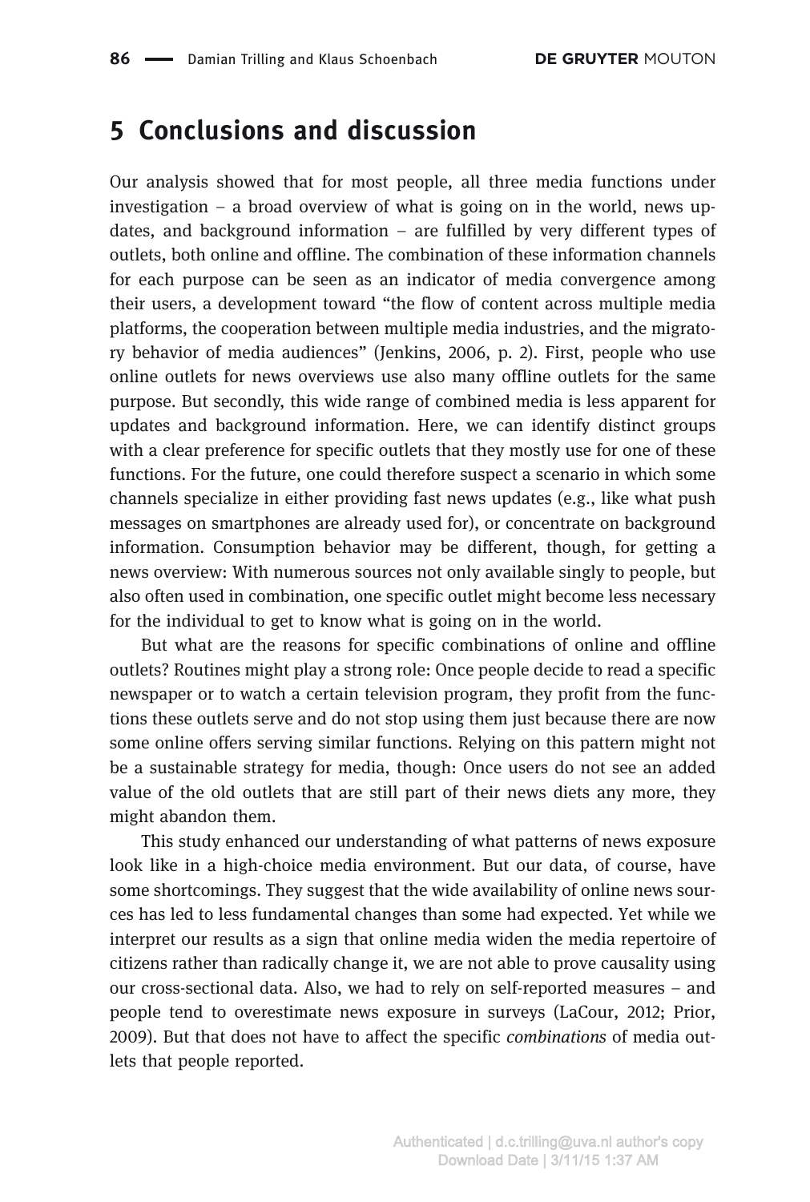# 5 Conclusions and discussion

Our analysis showed that for most people, all three media functions under investigation – a broad overview of what is going on in the world, news updates, and background information – are fulfilled by very different types of outlets, both online and offline. The combination of these information channels for each purpose can be seen as an indicator of media convergence among their users, a development toward "the flow of content across multiple media platforms, the cooperation between multiple media industries, and the migratory behavior of media audiences" (Jenkins, 2006, p. 2). First, people who use online outlets for news overviews use also many offline outlets for the same purpose. But secondly, this wide range of combined media is less apparent for updates and background information. Here, we can identify distinct groups with a clear preference for specific outlets that they mostly use for one of these functions. For the future, one could therefore suspect a scenario in which some channels specialize in either providing fast news updates (e.g., like what push messages on smartphones are already used for), or concentrate on background information. Consumption behavior may be different, though, for getting a news overview: With numerous sources not only available singly to people, but also often used in combination, one specific outlet might become less necessary for the individual to get to know what is going on in the world.

But what are the reasons for specific combinations of online and offline outlets? Routines might play a strong role: Once people decide to read a specific newspaper or to watch a certain television program, they profit from the functions these outlets serve and do not stop using them just because there are now some online offers serving similar functions. Relying on this pattern might not be a sustainable strategy for media, though: Once users do not see an added value of the old outlets that are still part of their news diets any more, they might abandon them.

This study enhanced our understanding of what patterns of news exposure look like in a high-choice media environment. But our data, of course, have some shortcomings. They suggest that the wide availability of online news sources has led to less fundamental changes than some had expected. Yet while we interpret our results as a sign that online media widen the media repertoire of citizens rather than radically change it, we are not able to prove causality using our cross-sectional data. Also, we had to rely on self-reported measures – and people tend to overestimate news exposure in surveys (LaCour, 2012; Prior, 2009). But that does not have to affect the specific *combinations* of media outlets that people reported.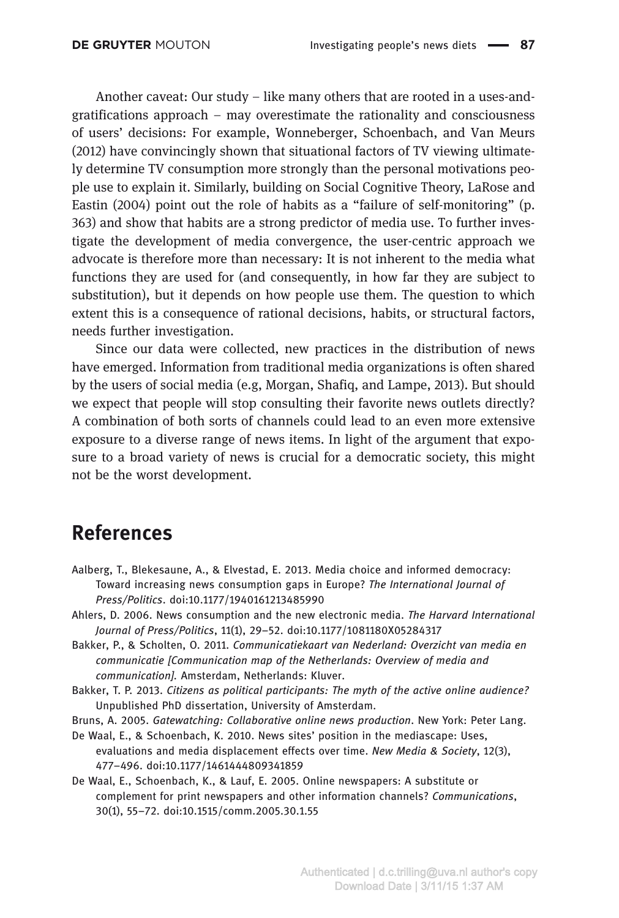Another caveat: Our study – like many others that are rooted in a uses-and-gratifications approach – may overestimate the rationality and consciousness of users' decisions: For example, Wonneberger, Schoenbach, and Van Meurs (2012) have convincingly shown that situational factors of TV viewing ultimately determine TV consumption more strongly than the personal motivations people use to explain it. Similarly, building on Social Cognitive Theory, LaRose and Eastin (2004) point out the role of habits as a "failure of self-monitoring" (p. 363) and show that habits are a strong predictor of media use. To further investigate the development of media convergence, the user-centric approach we advocate is therefore more than necessary: It is not inherent to the media what functions they are used for (and consequently, in how far they are subject to substitution), but it depends on how people use them. The question to which extent this is a consequence of rational decisions, habits, or structural factors, needs further investigation.

Since our data were collected, new practices in the distribution of news have emerged. Information from traditional media organizations is often shared by the users of social media (e.g, Morgan, Shafiq, and Lampe, 2013). But should we expect that people will stop consulting their favorite news outlets directly? A combination of both sorts of channels could lead to an even more extensive exposure to a diverse range of news items. In light of the argument that exposure to a broad variety of news is crucial for a democratic society, this might not be the worst development.

## References

Aalberg, T., Blekesaune, A., & Elvestad, E. 2013. Media choice and informed democracy: Toward increasing news consumption gaps in Europe? *The International Journal of Press/Politics*. doi:10.1177/1940161213485990

Ahlers, D. 2006. News consumption and the new electronic media. *The Harvard International Journal of Press/Politics*, 11(1), 29–52. doi:10.1177/1081180X05284317

Bakker, P., & Scholten, O. 2011. *Communicatiekaart van Nederland: Overzicht van media en communicatie [Communication map of the Netherlands: Overview of media and communication]*. Amsterdam, Netherlands: Kluver.

Bakker, T. P. 2013. *Citizens as political participants: The myth of the active online audience?* Unpublished PhD dissertation, University of Amsterdam.

Bruns, A. 2005. *Gatewatching: Collaborative online news production*. New York: Peter Lang.

De Waal, E., & Schoenbach, K. 2010. News sites' position in the mediascape: Uses, evaluations and media displacement effects over time. *New Media & Society*, 12(3), 477–496. doi:10.1177/1461444809341859

De Waal, E., Schoenbach, K., & Lauf, E. 2005. Online newspapers: A substitute or complement for print newspapers and other information channels? *Communications*, 30(1), 55–72. doi:10.1515/comm.2005.30.1.55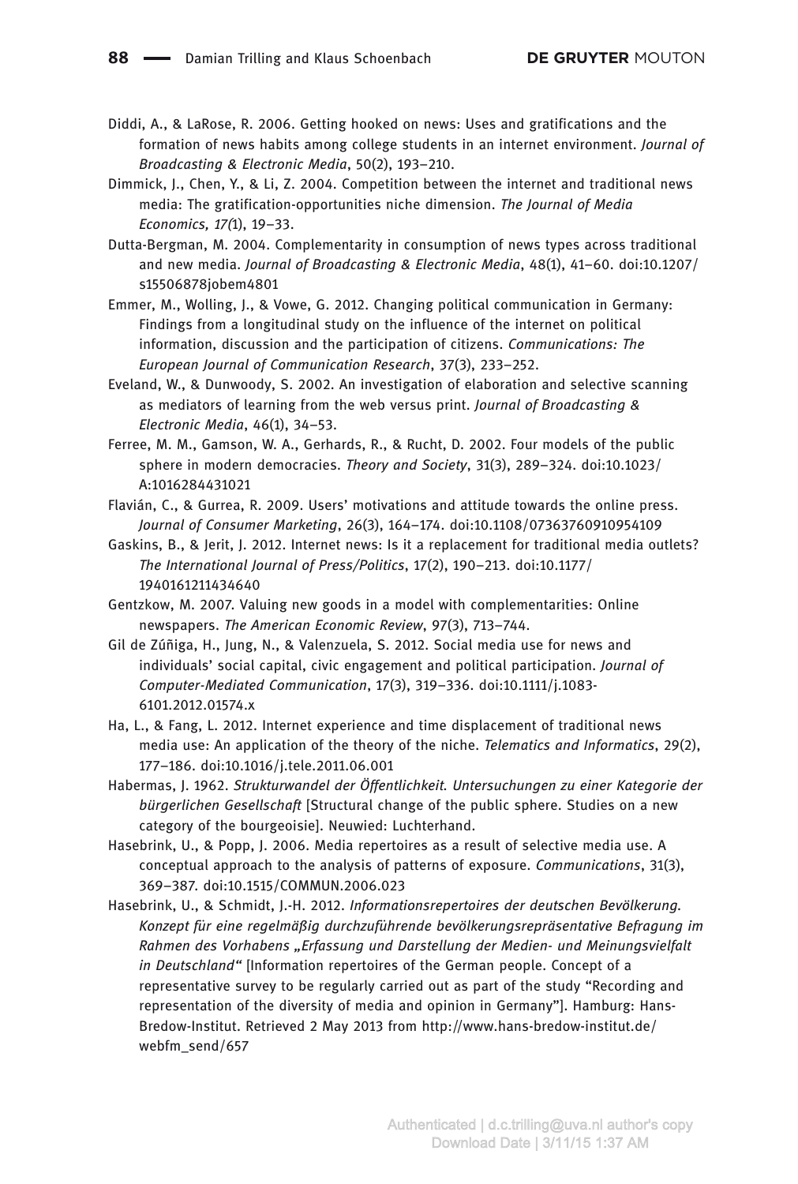Diddi, A., & LaRose, R. 2006. Getting hooked on news: Uses and gratifications and the formation of news habits among college students in an internet environment. *Journal of Broadcasting & Electronic Media*, 50(2), 193–210.

Dimmick, J., Chen, Y., & Li, Z. 2004. Competition between the internet and traditional news media: The gratification-opportunities niche dimension. *The Journal of Media Economics, 17(*1), 19–33.

Dutta-Bergman, M. 2004. Complementarity in consumption of news types across traditional and new media. *Journal of Broadcasting & Electronic Media*, 48(1), 41–60. doi:10.1207/s15506878jobem4801

Emmer, M., Wolling, J., & Vowe, G. 2012. Changing political communication in Germany: Findings from a longitudinal study on the influence of the internet on political information, discussion and the participation of citizens. *Communications: The European Journal of Communication Research*, 37(3), 233–252.

Eveland, W., & Dunwoody, S. 2002. An investigation of elaboration and selective scanning as mediators of learning from the web versus print. *Journal of Broadcasting & Electronic Media*, 46(1), 34–53.

Ferree, M. M., Gamson, W. A., Gerhards, R., & Rucht, D. 2002. Four models of the public sphere in modern democracies. *Theory and Society*, 31(3), 289–324. doi:10.1023/A:1016284431021

Flavián, C., & Gurrea, R. 2009. Users' motivations and attitude towards the online press. *Journal of Consumer Marketing*, 26(3), 164–174. doi:10.1108/07363760910954109

Gaskins, B., & Jerit, J. 2012. Internet news: Is it a replacement for traditional media outlets? *The International Journal of Press/Politics*, 17(2), 190–213. doi:10.1177/1940161211434640

Gentzkow, M. 2007. Valuing new goods in a model with complementarities: Online newspapers. *The American Economic Review*, 97(3), 713–744.

Gil de Zúñiga, H., Jung, N., & Valenzuela, S. 2012. Social media use for news and individuals' social capital, civic engagement and political participation. *Journal of Computer-Mediated Communication*, 17(3), 319–336. doi:10.1111/j.1083-6101.2012.01574.x

Ha, L., & Fang, L. 2012. Internet experience and time displacement of traditional news media use: An application of the theory of the niche. *Telematics and Informatics*, 29(2), 177–186. doi:10.1016/j.tele.2011.06.001

Habermas, J. 1962. *Strukturwandel der Öffentlichkeit. Untersuchungen zu einer Kategorie der bürgerlichen Gesellschaft* [Structural change of the public sphere. Studies on a new category of the bourgeoisie]. Neuwied: Luchterhand.

Hasebrink, U., & Popp, J. 2006. Media repertoires as a result of selective media use. A conceptual approach to the analysis of patterns of exposure. *Communications*, 31(3), 369–387. doi:10.1515/COMMUN.2006.023

Hasebrink, U., & Schmidt, J.-H. 2012. *Informationsrepertoires der deutschen Bevölkerung. Konzept für eine regelmäßig durchzuführende bevölkerungsrepräsentative Befragung im Rahmen des Vorhabens „Erfassung und Darstellung der Medien- und Meinungsvielfalt in Deutschland"* [Information repertoires of the German people. Concept of a representative survey to be regularly carried out as part of the study "Recording and representation of the diversity of media and opinion in Germany"]. Hamburg: Hans-Bredow-Institut. Retrieved 2 May 2013 from http://www.hans-bredow-institut.de/webfm_send/657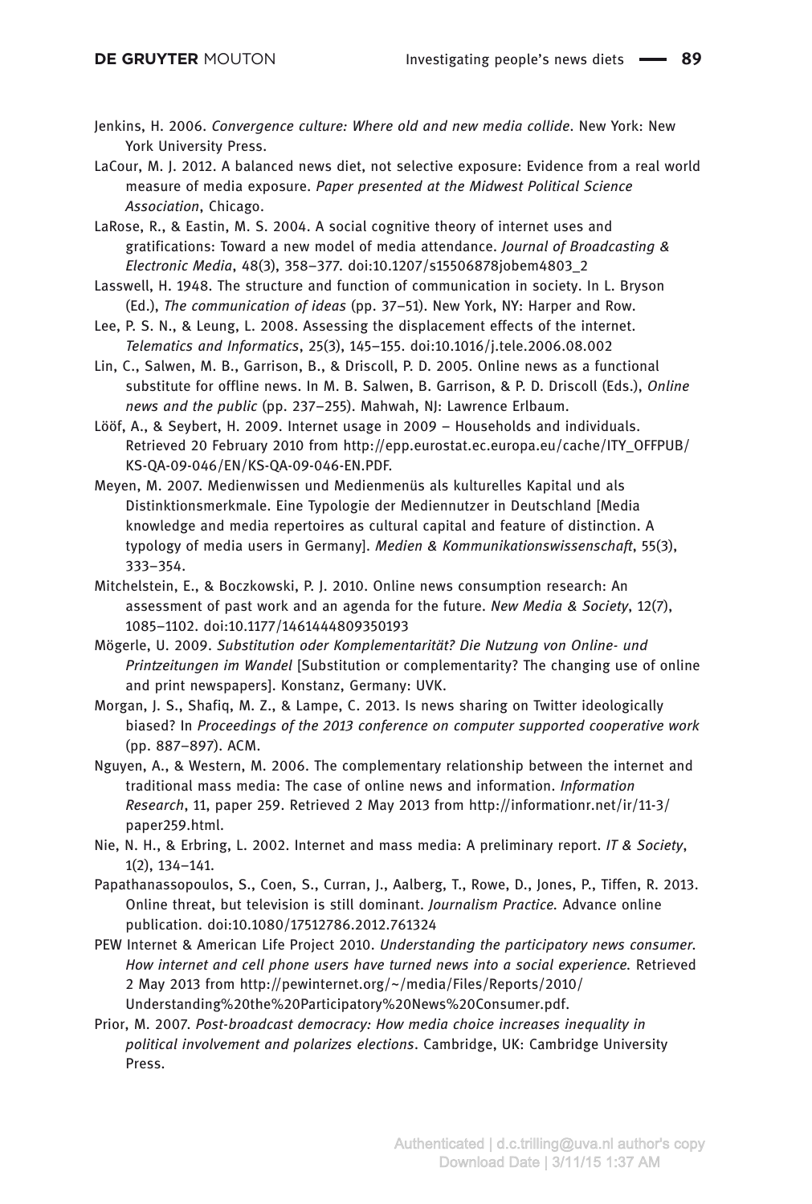Jenkins, H. 2006. *Convergence culture: Where old and new media collide*. New York: New York University Press.

LaCour, M. J. 2012. A balanced news diet, not selective exposure: Evidence from a real world measure of media exposure. *Paper presented at the Midwest Political Science Association*, Chicago.

LaRose, R., & Eastin, M. S. 2004. A social cognitive theory of internet uses and gratifications: Toward a new model of media attendance. *Journal of Broadcasting & Electronic Media*, 48(3), 358–377. doi:10.1207/s15506878jobem4803_2

Lasswell, H. 1948. The structure and function of communication in society. In L. Bryson (Ed.), *The communication of ideas* (pp. 37–51). New York, NY: Harper and Row.

Lee, P. S. N., & Leung, L. 2008. Assessing the displacement effects of the internet. *Telematics and Informatics*, 25(3), 145–155. doi:10.1016/j.tele.2006.08.002

Lin, C., Salwen, M. B., Garrison, B., & Driscoll, P. D. 2005. Online news as a functional substitute for offline news. In M. B. Salwen, B. Garrison, & P. D. Driscoll (Eds.), *Online news and the public* (pp. 237–255). Mahwah, NJ: Lawrence Erlbaum.

Lööf, A., & Seybert, H. 2009. Internet usage in 2009 – Households and individuals. Retrieved 20 February 2010 from http://epp.eurostat.ec.europa.eu/cache/ITY_OFFPUB/KS-QA-09-046/EN/KS-QA-09-046-EN.PDF.

Meyen, M. 2007. Medienwissen und Medienmenüs als kulturelles Kapital und als Distinktionsmerkmale. Eine Typologie der Mediennutzer in Deutschland [Media knowledge and media repertoires as cultural capital and feature of distinction. A typology of media users in Germany]. *Medien & Kommunikationswissenschaft*, 55(3), 333–354.

Mitchelstein, E., & Boczkowski, P. J. 2010. Online news consumption research: An assessment of past work and an agenda for the future. *New Media & Society*, 12(7), 1085–1102. doi:10.1177/1461444809350193

Mögerle, U. 2009. *Substitution oder Komplementarität? Die Nutzung von Online- und Printzeitungen im Wandel* [Substitution or complementarity? The changing use of online and print newspapers]. Konstanz, Germany: UVK.

Morgan, J. S., Shafiq, M. Z., & Lampe, C. 2013. Is news sharing on Twitter ideologically biased? In *Proceedings of the 2013 conference on computer supported cooperative work* (pp. 887–897). ACM.

Nguyen, A., & Western, M. 2006. The complementary relationship between the internet and traditional mass media: The case of online news and information. *Information Research*, 11, paper 259. Retrieved 2 May 2013 from http://informationr.net/ir/11-3/paper259.html.

Nie, N. H., & Erbring, L. 2002. Internet and mass media: A preliminary report. *IT & Society*, 1(2), 134–141.

Papathanassopoulos, S., Coen, S., Curran, J., Aalberg, T., Rowe, D., Jones, P., Tiffen, R. 2013. Online threat, but television is still dominant. *Journalism Practice*. Advance online publication. doi:10.1080/17512786.2012.761324

PEW Internet & American Life Project 2010. *Understanding the participatory news consumer. How internet and cell phone users have turned news into a social experience*. Retrieved 2 May 2013 from http://pewinternet.org/~/media/Files/Reports/2010/Understanding%20the%20Participatory%20News%20Consumer.pdf.

Prior, M. 2007. *Post-broadcast democracy: How media choice increases inequality in political involvement and polarizes elections*. Cambridge, UK: Cambridge University Press.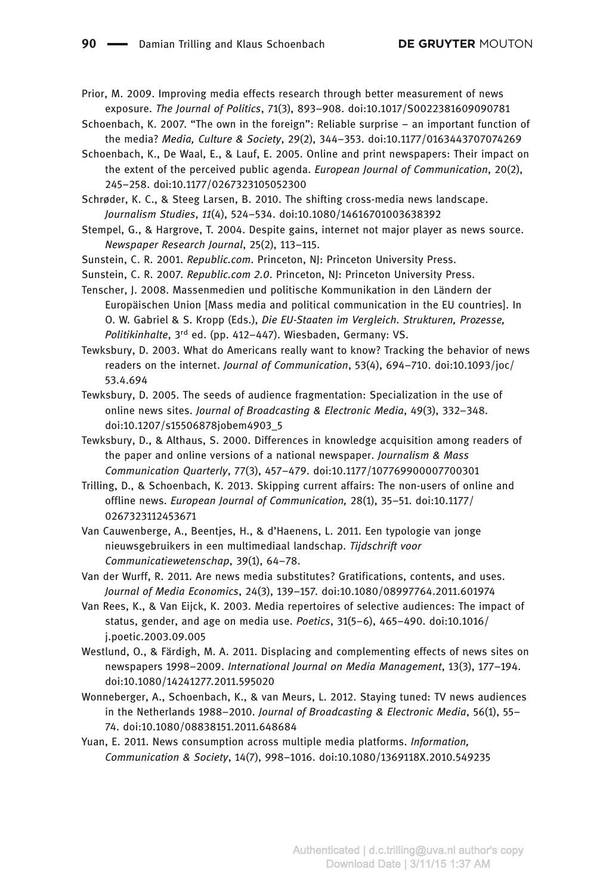Prior, M. 2009. Improving media effects research through better measurement of news exposure. *The Journal of Politics*, 71(3), 893–908. doi:10.1017/S0022381609090781

Schoenbach, K. 2007. “The own in the foreign”: Reliable surprise – an important function of the media? *Media, Culture & Society*, 29(2), 344–353. doi:10.1177/0163443707074269

Schoenbach, K., De Waal, E., & Lauf, E. 2005. Online and print newspapers: Their impact on the extent of the perceived public agenda. *European Journal of Communication*, 20(2), 245–258. doi:10.1177/0267323105052300

Schrøder, K. C., & Steeg Larsen, B. 2010. The shifting cross-media news landscape. *Journalism Studies*, *11*(4), 524–534. doi:10.1080/14616701003638392

Stempel, G., & Hargrove, T. 2004. Despite gains, internet not major player as news source. *Newspaper Research Journal*, 25(2), 113–115.

Sunstein, C. R. 2001. *Republic.com*. Princeton, NJ: Princeton University Press.

Sunstein, C. R. 2007. *Republic.com 2.0*. Princeton, NJ: Princeton University Press.

Tenscher, J. 2008. Massenmedien und politische Kommunikation in den Ländern der Europäischen Union [Mass media and political communication in the EU countries]. In O. W. Gabriel & S. Kropp (Eds.), *Die EU-Staaten im Vergleich. Strukturen, Prozesse, Politikinhalte*, 3rd ed. (pp. 412–447). Wiesbaden, Germany: VS.

Tewksbury, D. 2003. What do Americans really want to know? Tracking the behavior of news readers on the internet. *Journal of Communication*, 53(4), 694–710. doi:10.1093/joc/53.4.694

Tewksbury, D. 2005. The seeds of audience fragmentation: Specialization in the use of online news sites. *Journal of Broadcasting & Electronic Media*, 49(3), 332–348. doi:10.1207/s15506878jobem4903_5

Tewksbury, D., & Althaus, S. 2000. Differences in knowledge acquisition among readers of the paper and online versions of a national newspaper. *Journalism & Mass Communication Quarterly*, 77(3), 457–479. doi:10.1177/107769900007700301

Trilling, D., & Schoenbach, K. 2013. Skipping current affairs: The non-users of online and offline news. *European Journal of Communication,* 28(1), 35–51. doi:10.1177/0267323112453671

Van Cauwenberge, A., Beentjes, H., & d’Haenens, L. 2011. Een typologie van jonge nieuwsgebruikers in een multimediaal landschap. *Tijdschrift voor Communicatiewetenschap*, 39(1), 64–78.

Van der Wurff, R. 2011. Are news media substitutes? Gratifications, contents, and uses. *Journal of Media Economics*, 24(3), 139–157. doi:10.1080/08997764.2011.601974

Van Rees, K., & Van Eijck, K. 2003. Media repertoires of selective audiences: The impact of status, gender, and age on media use. *Poetics*, 31(5–6), 465–490. doi:10.1016/j.poetic.2003.09.005

Westlund, O., & Färdigh, M. A. 2011. Displacing and complementing effects of news sites on newspapers 1998–2009. *International Journal on Media Management*, 13(3), 177–194. doi:10.1080/14241277.2011.595020

Wonneberger, A., Schoenbach, K., & van Meurs, L. 2012. Staying tuned: TV news audiences in the Netherlands 1988–2010. *Journal of Broadcasting & Electronic Media*, 56(1), 55–74. doi:10.1080/08838151.2011.648684

Yuan, E. 2011. News consumption across multiple media platforms. *Information, Communication & Society*, 14(7), 998–1016. doi:10.1080/1369118X.2010.549235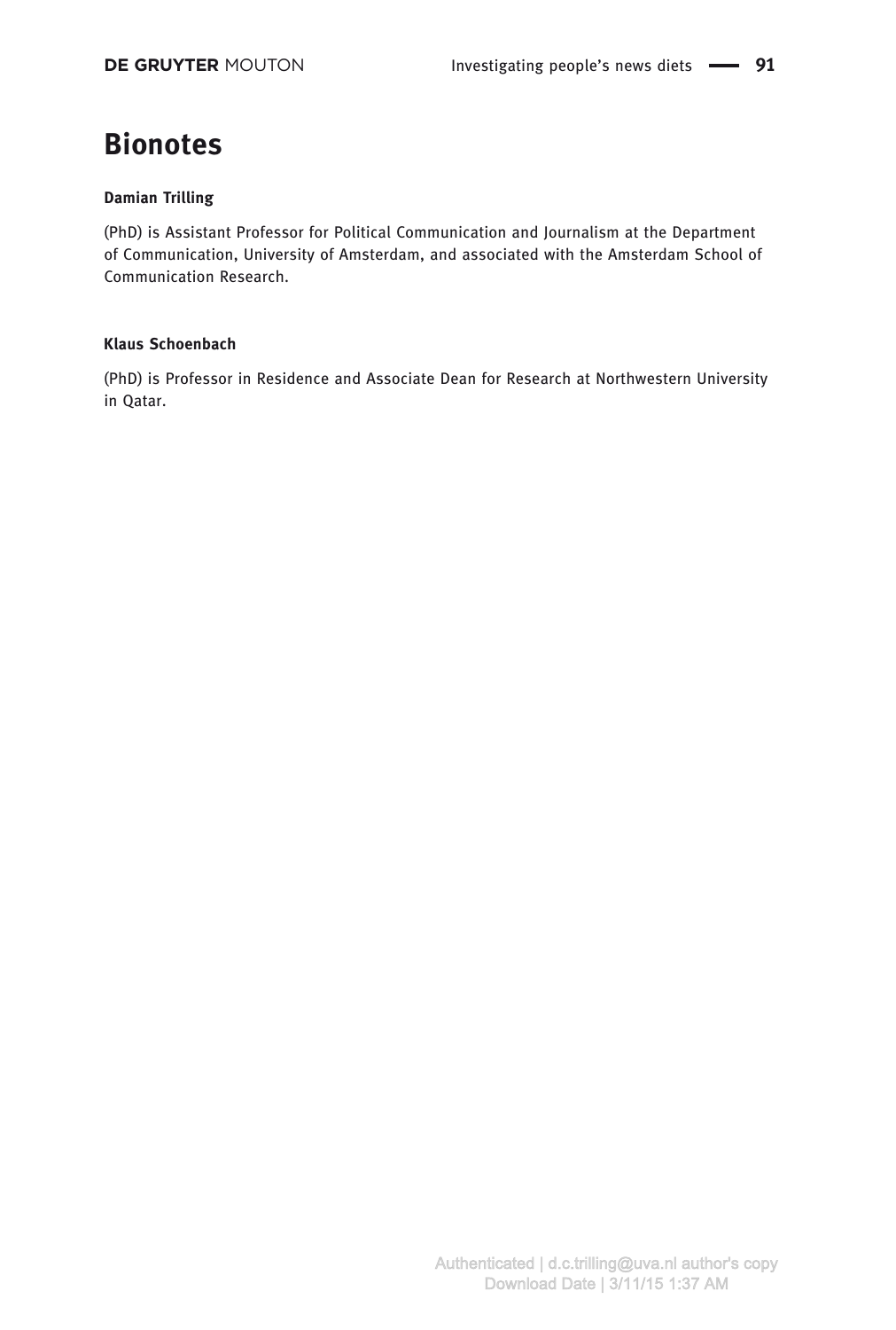# Bionotes

**Damian Trilling**

(PhD) is Assistant Professor for Political Communication and Journalism at the Department of Communication, University of Amsterdam, and associated with the Amsterdam School of Communication Research.

**Klaus Schoenbach**

(PhD) is Professor in Residence and Associate Dean for Research at Northwestern University in Qatar.